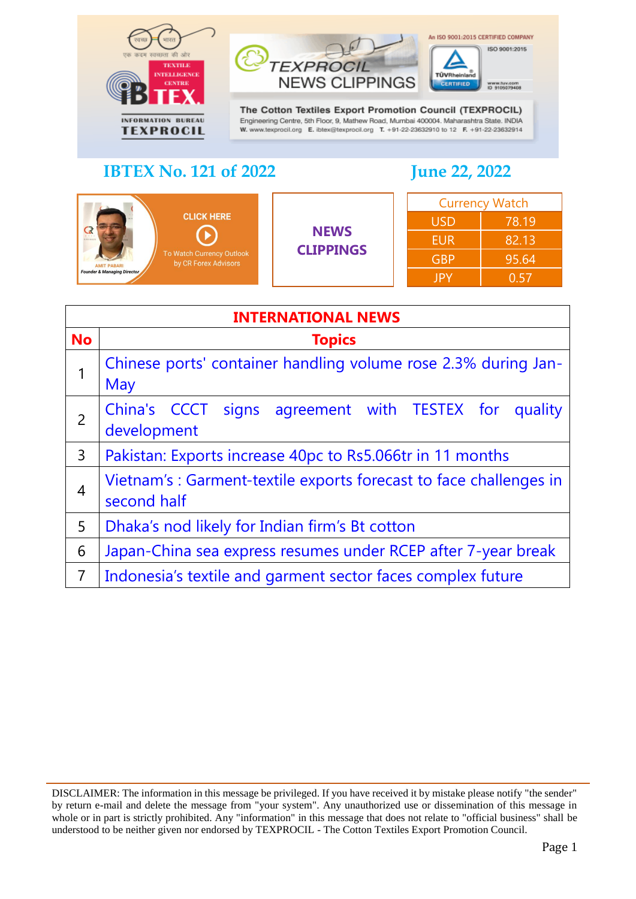TEXPROCIL NEWS CLIPPINGS

The Cotton Textiles Export Promotion Council (TEXPROCIL)
Engineering Centre, 5th Floor, 9, Mathew Road, Mumbai 400004. Maharashtra State. INDIA
W. www.texprocil.org E. ibtex@texprocil.org T. +91-22-23632910 to 12 F. +91-22-23632914

An ISO 9001:2015 CERTIFIED COMPANY

## IBTEX No. 121 of 2022

## June 22, 2022

CLICK HERE To Watch Currency Outlook by CR Forex Advisors

AMIT PABARI, Founder & Managing Director

**NEWS CLIPPINGS**

| Currency Watch | |
|---|---|
| USD | 78.19 |
| EUR | 82.13 |
| GBP | 95.64 |
| JPY | 0.57 |

| INTERNATIONAL NEWS | |
|---|---|
| **No** | **Topics** |
| 1 | Chinese ports' container handling volume rose 2.3% during Jan-May |
| 2 | China's CCCT signs agreement with TESTEX for quality development |
| 3 | Pakistan: Exports increase 40pc to Rs5.066tr in 11 months |
| 4 | Vietnam's : Garment-textile exports forecast to face challenges in second half |
| 5 | Dhaka's nod likely for Indian firm's Bt cotton |
| 6 | Japan-China sea express resumes under RCEP after 7-year break |
| 7 | Indonesia's textile and garment sector faces complex future |

DISCLAIMER: The information in this message be privileged. If you have received it by mistake please notify "the sender" by return e-mail and delete the message from "your system". Any unauthorized use or dissemination of this message in whole or in part is strictly prohibited. Any "information" in this message that does not relate to "official business" shall be understood to be neither given nor endorsed by TEXPROCIL - The Cotton Textiles Export Promotion Council.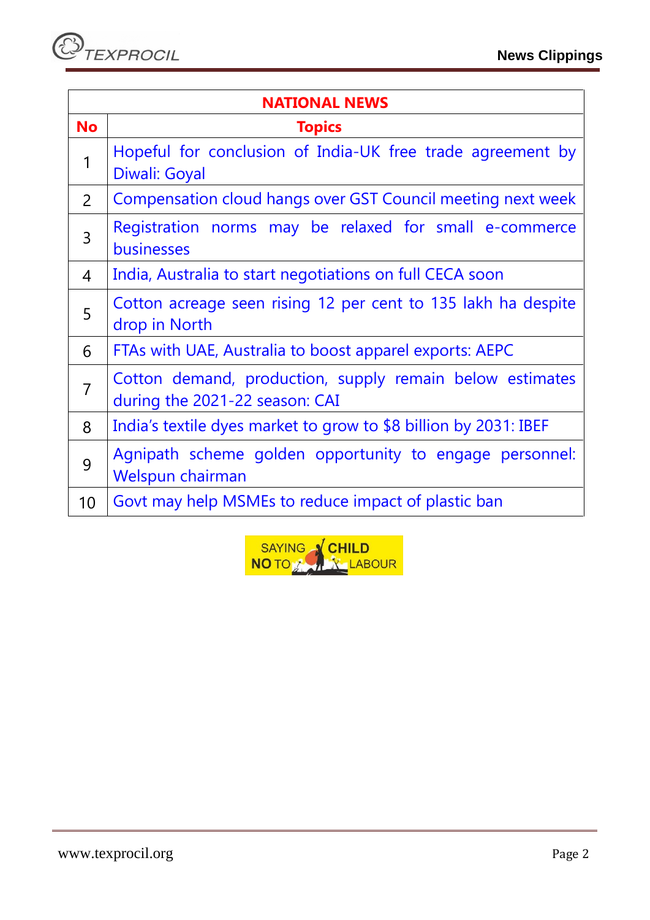| NATIONAL NEWS | |
|---|---|
| **No** | **Topics** |
| 1 | Hopeful for conclusion of India-UK free trade agreement by Diwali: Goyal |
| 2 | Compensation cloud hangs over GST Council meeting next week |
| 3 | Registration norms may be relaxed for small e-commerce businesses |
| 4 | India, Australia to start negotiations on full CECA soon |
| 5 | Cotton acreage seen rising 12 per cent to 135 lakh ha despite drop in North |
| 6 | FTAs with UAE, Australia to boost apparel exports: AEPC |
| 7 | Cotton demand, production, supply remain below estimates during the 2021-22 season: CAI |
| 8 | India's textile dyes market to grow to $8 billion by 2031: IBEF |
| 9 | Agnipath scheme golden opportunity to engage personnel: Welspun chairman |
| 10 | Govt may help MSMEs to reduce impact of plastic ban |

SAYING NO TO CHILD LABOUR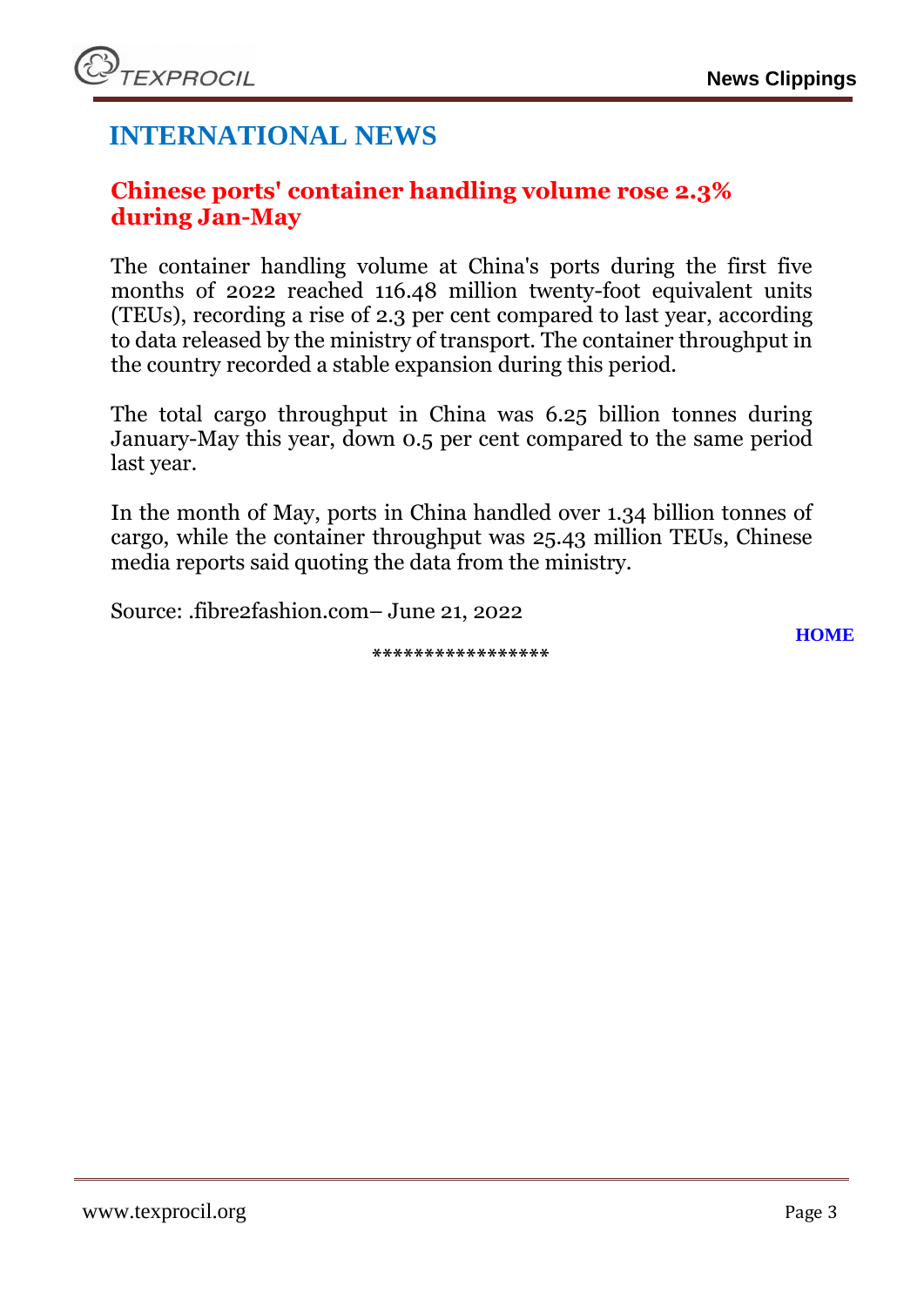# INTERNATIONAL NEWS

## Chinese ports' container handling volume rose 2.3% during Jan-May

The container handling volume at China's ports during the first five months of 2022 reached 116.48 million twenty-foot equivalent units (TEUs), recording a rise of 2.3 per cent compared to last year, according to data released by the ministry of transport. The container throughput in the country recorded a stable expansion during this period.

The total cargo throughput in China was 6.25 billion tonnes during January-May this year, down 0.5 per cent compared to the same period last year.

In the month of May, ports in China handled over 1.34 billion tonnes of cargo, while the container throughput was 25.43 million TEUs, Chinese media reports said quoting the data from the ministry.

Source: .fibre2fashion.com– June 21, 2022

**HOME**

*****************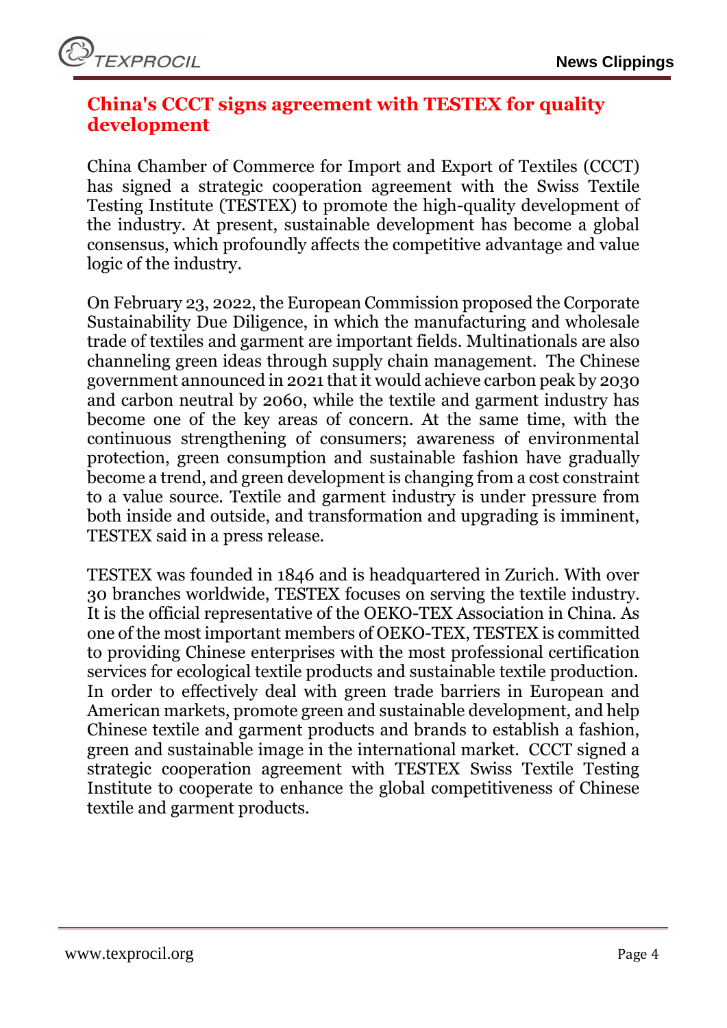## China's CCCT signs agreement with TESTEX for quality development

China Chamber of Commerce for Import and Export of Textiles (CCCT) has signed a strategic cooperation agreement with the Swiss Textile Testing Institute (TESTEX) to promote the high-quality development of the industry. At present, sustainable development has become a global consensus, which profoundly affects the competitive advantage and value logic of the industry.

On February 23, 2022, the European Commission proposed the Corporate Sustainability Due Diligence, in which the manufacturing and wholesale trade of textiles and garment are important fields. Multinationals are also channeling green ideas through supply chain management. The Chinese government announced in 2021 that it would achieve carbon peak by 2030 and carbon neutral by 2060, while the textile and garment industry has become one of the key areas of concern. At the same time, with the continuous strengthening of consumers; awareness of environmental protection, green consumption and sustainable fashion have gradually become a trend, and green development is changing from a cost constraint to a value source. Textile and garment industry is under pressure from both inside and outside, and transformation and upgrading is imminent, TESTEX said in a press release.

TESTEX was founded in 1846 and is headquartered in Zurich. With over 30 branches worldwide, TESTEX focuses on serving the textile industry. It is the official representative of the OEKO-TEX Association in China. As one of the most important members of OEKO-TEX, TESTEX is committed to providing Chinese enterprises with the most professional certification services for ecological textile products and sustainable textile production. In order to effectively deal with green trade barriers in European and American markets, promote green and sustainable development, and help Chinese textile and garment products and brands to establish a fashion, green and sustainable image in the international market. CCCT signed a strategic cooperation agreement with TESTEX Swiss Textile Testing Institute to cooperate to enhance the global competitiveness of Chinese textile and garment products.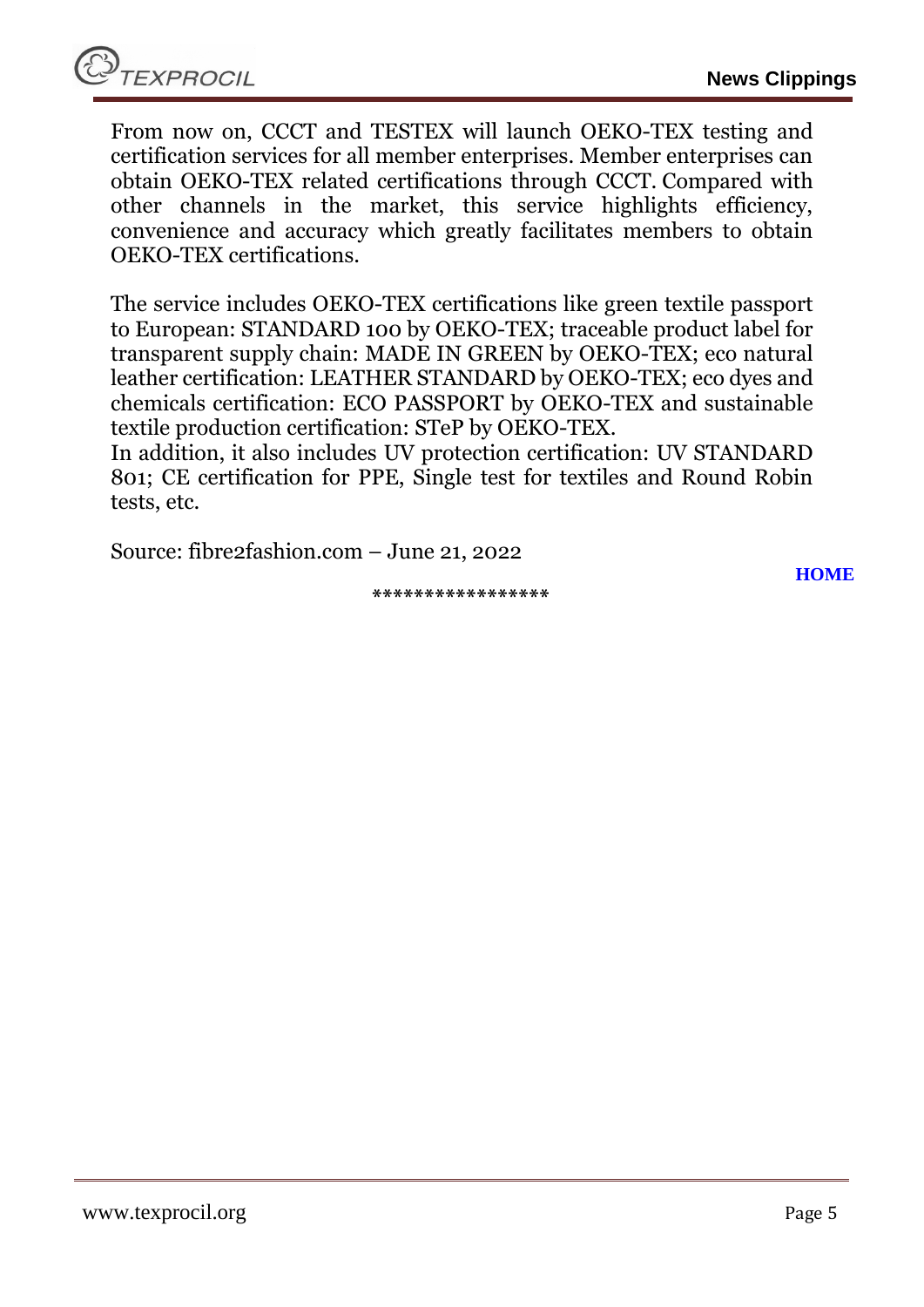From now on, CCCT and TESTEX will launch OEKO-TEX testing and certification services for all member enterprises. Member enterprises can obtain OEKO-TEX related certifications through CCCT. Compared with other channels in the market, this service highlights efficiency, convenience and accuracy which greatly facilitates members to obtain OEKO-TEX certifications.

The service includes OEKO-TEX certifications like green textile passport to European: STANDARD 100 by OEKO-TEX; traceable product label for transparent supply chain: MADE IN GREEN by OEKO-TEX; eco natural leather certification: LEATHER STANDARD by OEKO-TEX; eco dyes and chemicals certification: ECO PASSPORT by OEKO-TEX and sustainable textile production certification: STeP by OEKO-TEX.
In addition, it also includes UV protection certification: UV STANDARD 801; CE certification for PPE, Single test for textiles and Round Robin tests, etc.

Source: fibre2fashion.com – June 21, 2022

**HOME**

*****************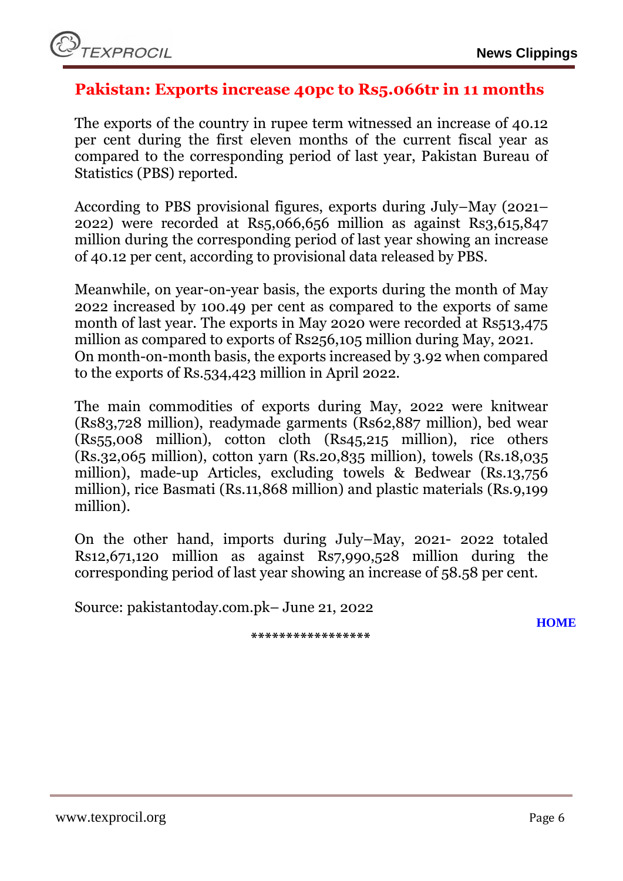## Pakistan: Exports increase 40pc to Rs5.066tr in 11 months

The exports of the country in rupee term witnessed an increase of 40.12 per cent during the first eleven months of the current fiscal year as compared to the corresponding period of last year, Pakistan Bureau of Statistics (PBS) reported.

According to PBS provisional figures, exports during July–May (2021–2022) were recorded at Rs5,066,656 million as against Rs3,615,847 million during the corresponding period of last year showing an increase of 40.12 per cent, according to provisional data released by PBS.

Meanwhile, on year-on-year basis, the exports during the month of May 2022 increased by 100.49 per cent as compared to the exports of same month of last year. The exports in May 2020 were recorded at Rs513,475 million as compared to exports of Rs256,105 million during May, 2021. On month-on-month basis, the exports increased by 3.92 when compared to the exports of Rs.534,423 million in April 2022.

The main commodities of exports during May, 2022 were knitwear (Rs83,728 million), readymade garments (Rs62,887 million), bed wear (Rs55,008 million), cotton cloth (Rs45,215 million), rice others (Rs.32,065 million), cotton yarn (Rs.20,835 million), towels (Rs.18,035 million), made-up Articles, excluding towels & Bedwear (Rs.13,756 million), rice Basmati (Rs.11,868 million) and plastic materials (Rs.9,199 million).

On the other hand, imports during July–May, 2021- 2022 totaled Rs12,671,120 million as against Rs7,990,528 million during the corresponding period of last year showing an increase of 58.58 per cent.

Source: pakistantoday.com.pk– June 21, 2022

**HOME**

*****************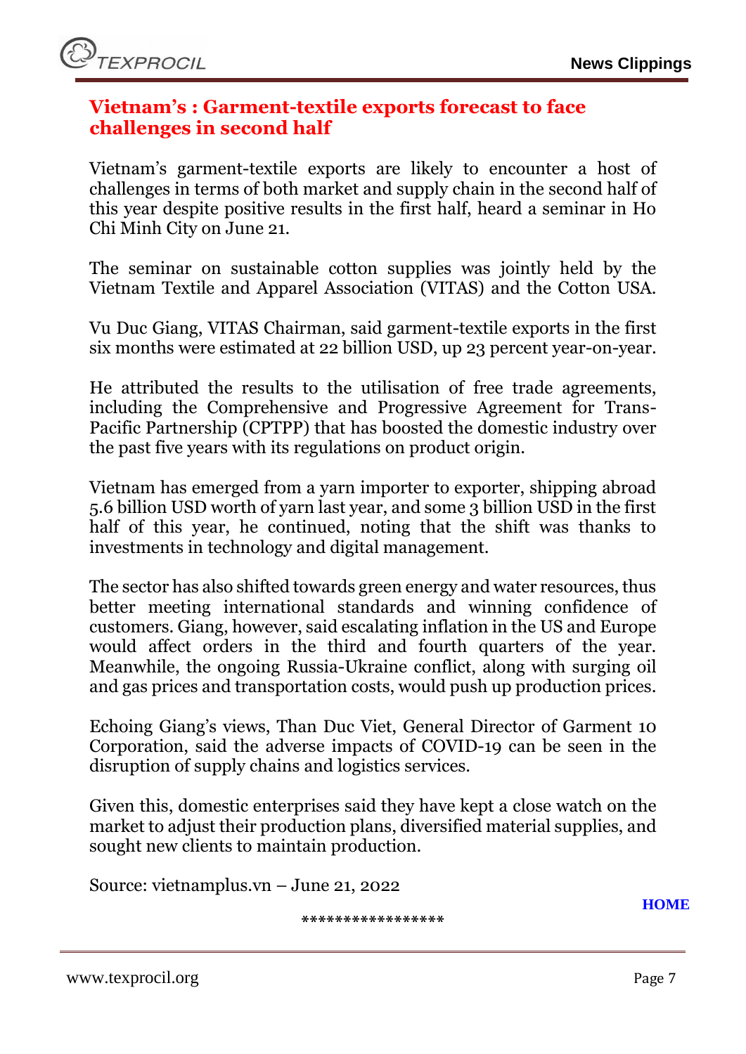## Vietnam's : Garment-textile exports forecast to face challenges in second half

Vietnam's garment-textile exports are likely to encounter a host of challenges in terms of both market and supply chain in the second half of this year despite positive results in the first half, heard a seminar in Ho Chi Minh City on June 21.

The seminar on sustainable cotton supplies was jointly held by the Vietnam Textile and Apparel Association (VITAS) and the Cotton USA.

Vu Duc Giang, VITAS Chairman, said garment-textile exports in the first six months were estimated at 22 billion USD, up 23 percent year-on-year.

He attributed the results to the utilisation of free trade agreements, including the Comprehensive and Progressive Agreement for Trans-Pacific Partnership (CPTPP) that has boosted the domestic industry over the past five years with its regulations on product origin.

Vietnam has emerged from a yarn importer to exporter, shipping abroad 5.6 billion USD worth of yarn last year, and some 3 billion USD in the first half of this year, he continued, noting that the shift was thanks to investments in technology and digital management.

The sector has also shifted towards green energy and water resources, thus better meeting international standards and winning confidence of customers. Giang, however, said escalating inflation in the US and Europe would affect orders in the third and fourth quarters of the year. Meanwhile, the ongoing Russia-Ukraine conflict, along with surging oil and gas prices and transportation costs, would push up production prices.

Echoing Giang's views, Than Duc Viet, General Director of Garment 10 Corporation, said the adverse impacts of COVID-19 can be seen in the disruption of supply chains and logistics services.

Given this, domestic enterprises said they have kept a close watch on the market to adjust their production plans, diversified material supplies, and sought new clients to maintain production.

Source: vietnamplus.vn – June 21, 2022

**HOME**

*****************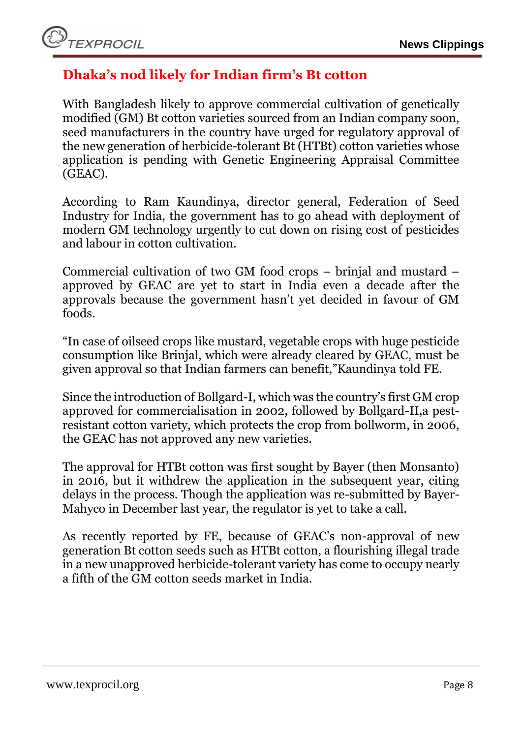## Dhaka's nod likely for Indian firm's Bt cotton

With Bangladesh likely to approve commercial cultivation of genetically modified (GM) Bt cotton varieties sourced from an Indian company soon, seed manufacturers in the country have urged for regulatory approval of the new generation of herbicide-tolerant Bt (HTBt) cotton varieties whose application is pending with Genetic Engineering Appraisal Committee (GEAC).

According to Ram Kaundinya, director general, Federation of Seed Industry for India, the government has to go ahead with deployment of modern GM technology urgently to cut down on rising cost of pesticides and labour in cotton cultivation.

Commercial cultivation of two GM food crops – brinjal and mustard – approved by GEAC are yet to start in India even a decade after the approvals because the government hasn't yet decided in favour of GM foods.

"In case of oilseed crops like mustard, vegetable crops with huge pesticide consumption like Brinjal, which were already cleared by GEAC, must be given approval so that Indian farmers can benefit,"Kaundinya told FE.

Since the introduction of Bollgard-I, which was the country's first GM crop approved for commercialisation in 2002, followed by Bollgard-II,a pest-resistant cotton variety, which protects the crop from bollworm, in 2006, the GEAC has not approved any new varieties.

The approval for HTBt cotton was first sought by Bayer (then Monsanto) in 2016, but it withdrew the application in the subsequent year, citing delays in the process. Though the application was re-submitted by Bayer-Mahyco in December last year, the regulator is yet to take a call.

As recently reported by FE, because of GEAC's non-approval of new generation Bt cotton seeds such as HTBt cotton, a flourishing illegal trade in a new unapproved herbicide-tolerant variety has come to occupy nearly a fifth of the GM cotton seeds market in India.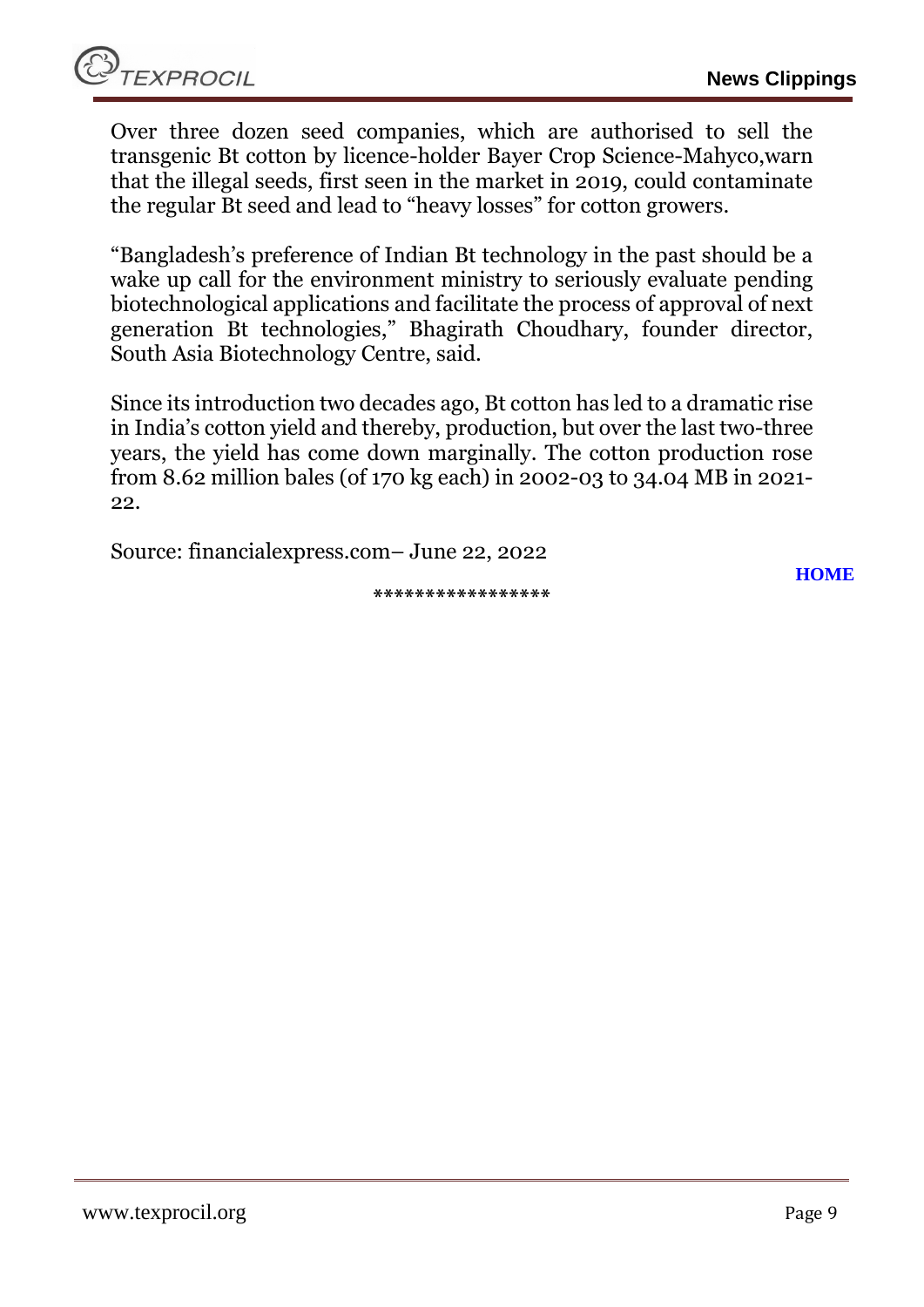Over three dozen seed companies, which are authorised to sell the transgenic Bt cotton by licence-holder Bayer Crop Science-Mahyco,warn that the illegal seeds, first seen in the market in 2019, could contaminate the regular Bt seed and lead to "heavy losses" for cotton growers.

"Bangladesh's preference of Indian Bt technology in the past should be a wake up call for the environment ministry to seriously evaluate pending biotechnological applications and facilitate the process of approval of next generation Bt technologies," Bhagirath Choudhary, founder director, South Asia Biotechnology Centre, said.

Since its introduction two decades ago, Bt cotton has led to a dramatic rise in India's cotton yield and thereby, production, but over the last two-three years, the yield has come down marginally. The cotton production rose from 8.62 million bales (of 170 kg each) in 2002-03 to 34.04 MB in 2021-22.

Source: financialexpress.com– June 22, 2022

**HOME**

*****************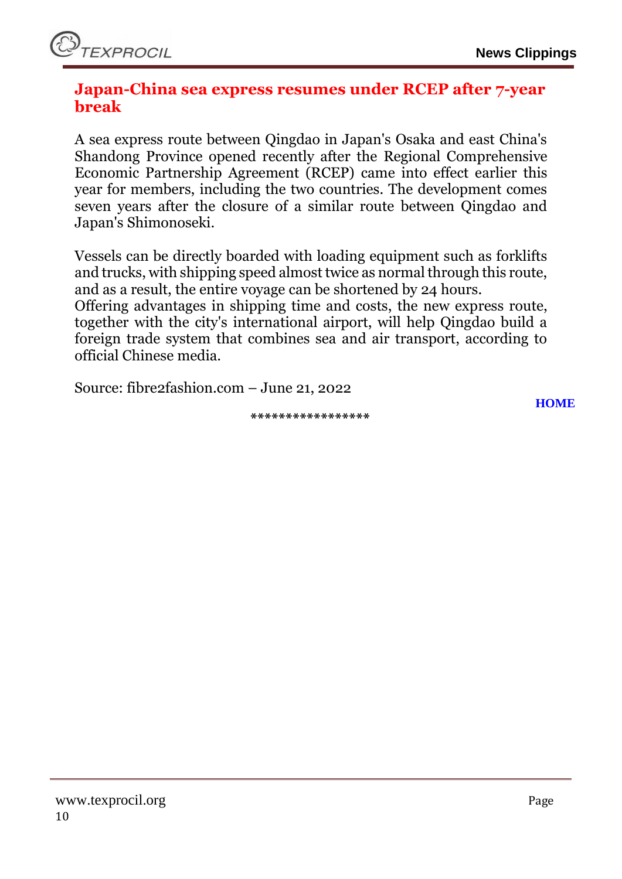## Japan-China sea express resumes under RCEP after 7-year break

A sea express route between Qingdao in Japan's Osaka and east China's Shandong Province opened recently after the Regional Comprehensive Economic Partnership Agreement (RCEP) came into effect earlier this year for members, including the two countries. The development comes seven years after the closure of a similar route between Qingdao and Japan's Shimonoseki.

Vessels can be directly boarded with loading equipment such as forklifts and trucks, with shipping speed almost twice as normal through this route, and as a result, the entire voyage can be shortened by 24 hours.
Offering advantages in shipping time and costs, the new express route, together with the city's international airport, will help Qingdao build a foreign trade system that combines sea and air transport, according to official Chinese media.

Source: fibre2fashion.com – June 21, 2022

HOME

*****************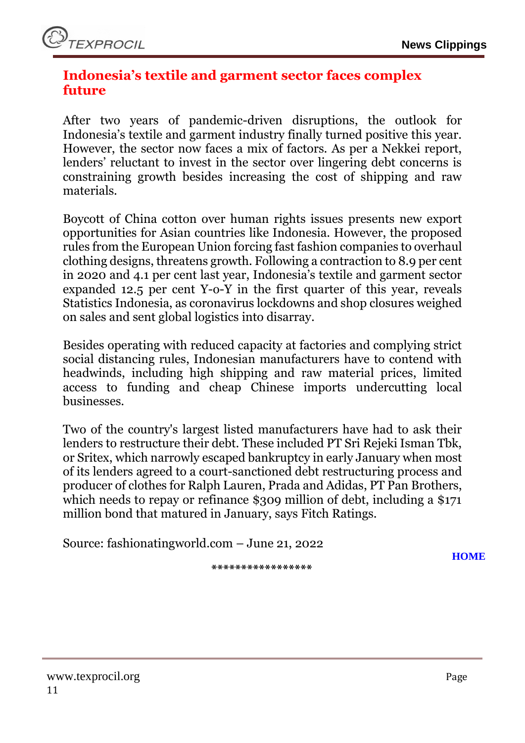## Indonesia's textile and garment sector faces complex future

After two years of pandemic-driven disruptions, the outlook for Indonesia's textile and garment industry finally turned positive this year. However, the sector now faces a mix of factors. As per a Nekkei report, lenders' reluctant to invest in the sector over lingering debt concerns is constraining growth besides increasing the cost of shipping and raw materials.

Boycott of China cotton over human rights issues presents new export opportunities for Asian countries like Indonesia. However, the proposed rules from the European Union forcing fast fashion companies to overhaul clothing designs, threatens growth. Following a contraction to 8.9 per cent in 2020 and 4.1 per cent last year, Indonesia's textile and garment sector expanded 12.5 per cent Y-o-Y in the first quarter of this year, reveals Statistics Indonesia, as coronavirus lockdowns and shop closures weighed on sales and sent global logistics into disarray.

Besides operating with reduced capacity at factories and complying strict social distancing rules, Indonesian manufacturers have to contend with headwinds, including high shipping and raw material prices, limited access to funding and cheap Chinese imports undercutting local businesses.

Two of the country's largest listed manufacturers have had to ask their lenders to restructure their debt. These included PT Sri Rejeki Isman Tbk, or Sritex, which narrowly escaped bankruptcy in early January when most of its lenders agreed to a court-sanctioned debt restructuring process and producer of clothes for Ralph Lauren, Prada and Adidas, PT Pan Brothers, which needs to repay or refinance $309 million of debt, including a $171 million bond that matured in January, says Fitch Ratings.

Source: fashionatingworld.com – June 21, 2022

HOME

*****************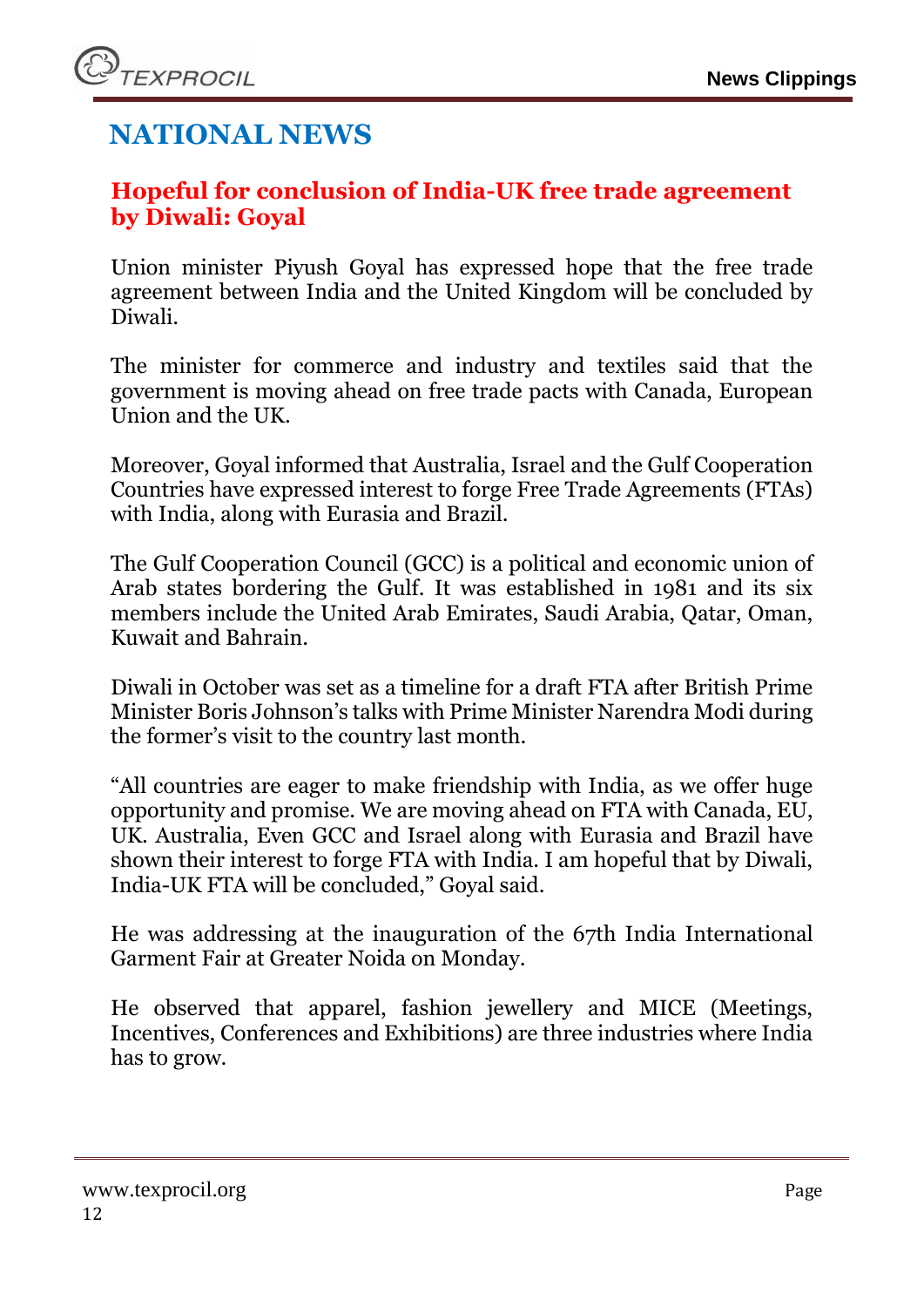# NATIONAL NEWS

## Hopeful for conclusion of India-UK free trade agreement by Diwali: Goyal

Union minister Piyush Goyal has expressed hope that the free trade agreement between India and the United Kingdom will be concluded by Diwali.

The minister for commerce and industry and textiles said that the government is moving ahead on free trade pacts with Canada, European Union and the UK.

Moreover, Goyal informed that Australia, Israel and the Gulf Cooperation Countries have expressed interest to forge Free Trade Agreements (FTAs) with India, along with Eurasia and Brazil.

The Gulf Cooperation Council (GCC) is a political and economic union of Arab states bordering the Gulf. It was established in 1981 and its six members include the United Arab Emirates, Saudi Arabia, Qatar, Oman, Kuwait and Bahrain.

Diwali in October was set as a timeline for a draft FTA after British Prime Minister Boris Johnson's talks with Prime Minister Narendra Modi during the former's visit to the country last month.

"All countries are eager to make friendship with India, as we offer huge opportunity and promise. We are moving ahead on FTA with Canada, EU, UK. Australia, Even GCC and Israel along with Eurasia and Brazil have shown their interest to forge FTA with India. I am hopeful that by Diwali, India-UK FTA will be concluded," Goyal said.

He was addressing at the inauguration of the 67th India International Garment Fair at Greater Noida on Monday.

He observed that apparel, fashion jewellery and MICE (Meetings, Incentives, Conferences and Exhibitions) are three industries where India has to grow.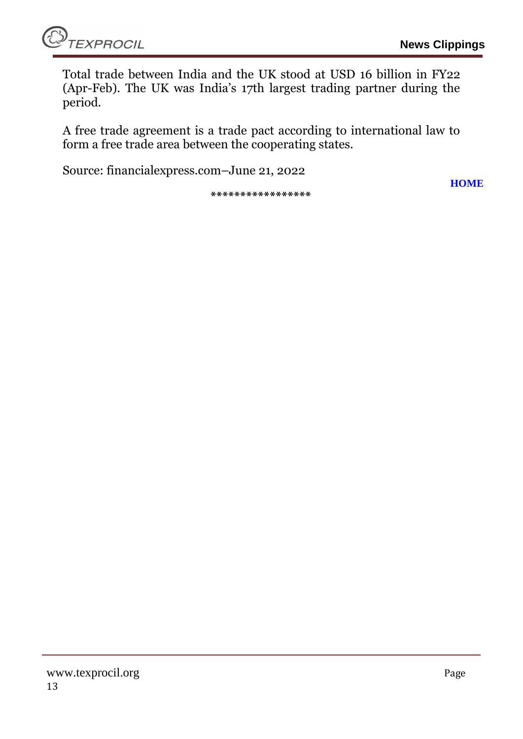Total trade between India and the UK stood at USD 16 billion in FY22 (Apr-Feb). The UK was India's 17th largest trading partner during the period.

A free trade agreement is a trade pact according to international law to form a free trade area between the cooperating states.

Source: financialexpress.com–June 21, 2022

**HOME**

*****************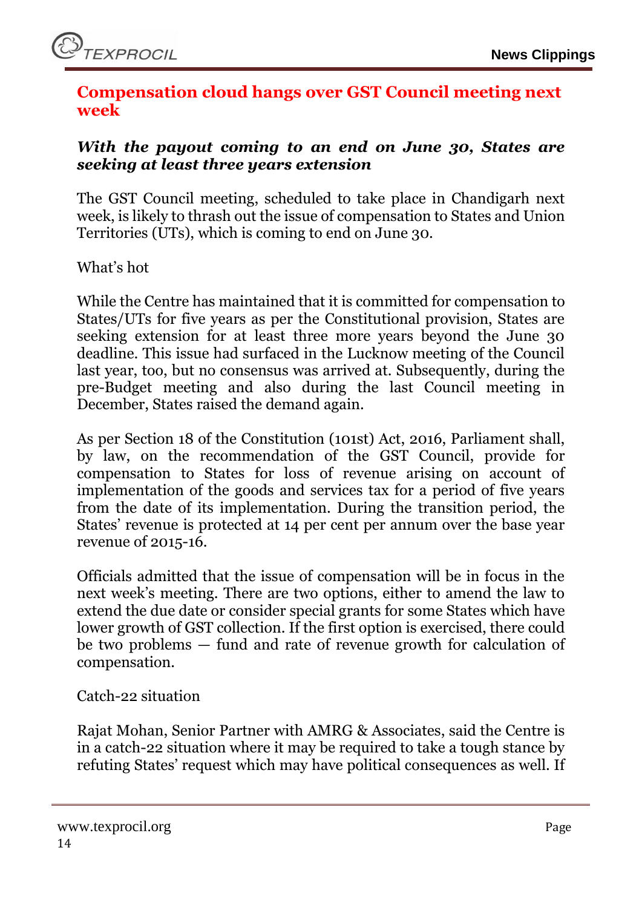## Compensation cloud hangs over GST Council meeting next week

***With the payout coming to an end on June 30, States are seeking at least three years extension***

The GST Council meeting, scheduled to take place in Chandigarh next week, is likely to thrash out the issue of compensation to States and Union Territories (UTs), which is coming to end on June 30.

What's hot

While the Centre has maintained that it is committed for compensation to States/UTs for five years as per the Constitutional provision, States are seeking extension for at least three more years beyond the June 30 deadline. This issue had surfaced in the Lucknow meeting of the Council last year, too, but no consensus was arrived at. Subsequently, during the pre-Budget meeting and also during the last Council meeting in December, States raised the demand again.

As per Section 18 of the Constitution (101st) Act, 2016, Parliament shall, by law, on the recommendation of the GST Council, provide for compensation to States for loss of revenue arising on account of implementation of the goods and services tax for a period of five years from the date of its implementation. During the transition period, the States' revenue is protected at 14 per cent per annum over the base year revenue of 2015-16.

Officials admitted that the issue of compensation will be in focus in the next week's meeting. There are two options, either to amend the law to extend the due date or consider special grants for some States which have lower growth of GST collection. If the first option is exercised, there could be two problems — fund and rate of revenue growth for calculation of compensation.

Catch-22 situation

Rajat Mohan, Senior Partner with AMRG & Associates, said the Centre is in a catch-22 situation where it may be required to take a tough stance by refuting States' request which may have political consequences as well. If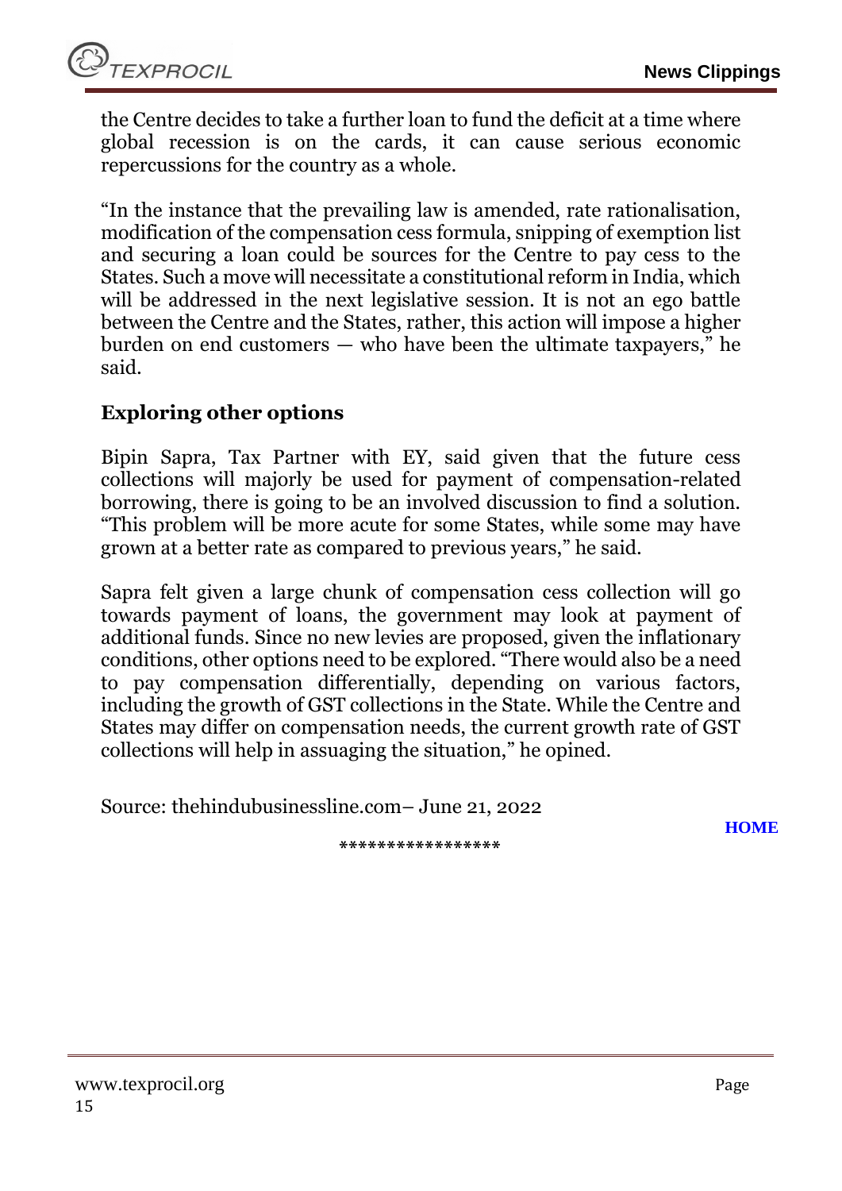the Centre decides to take a further loan to fund the deficit at a time where global recession is on the cards, it can cause serious economic repercussions for the country as a whole.

"In the instance that the prevailing law is amended, rate rationalisation, modification of the compensation cess formula, snipping of exemption list and securing a loan could be sources for the Centre to pay cess to the States. Such a move will necessitate a constitutional reform in India, which will be addressed in the next legislative session. It is not an ego battle between the Centre and the States, rather, this action will impose a higher burden on end customers — who have been the ultimate taxpayers," he said.

### Exploring other options

Bipin Sapra, Tax Partner with EY, said given that the future cess collections will majorly be used for payment of compensation-related borrowing, there is going to be an involved discussion to find a solution. "This problem will be more acute for some States, while some may have grown at a better rate as compared to previous years," he said.

Sapra felt given a large chunk of compensation cess collection will go towards payment of loans, the government may look at payment of additional funds. Since no new levies are proposed, given the inflationary conditions, other options need to be explored. "There would also be a need to pay compensation differentially, depending on various factors, including the growth of GST collections in the State. While the Centre and States may differ on compensation needs, the current growth rate of GST collections will help in assuaging the situation," he opined.

Source: thehindubusinessline.com– June 21, 2022

HOME

*****************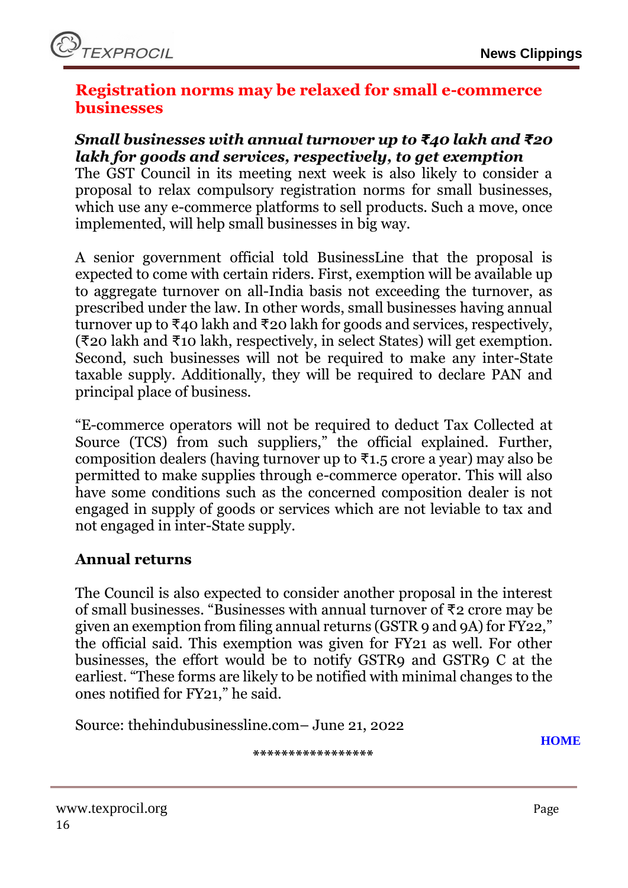## Registration norms may be relaxed for small e-commerce businesses

***Small businesses with annual turnover up to ₹40 lakh and ₹20 lakh for goods and services, respectively, to get exemption***

The GST Council in its meeting next week is also likely to consider a proposal to relax compulsory registration norms for small businesses, which use any e-commerce platforms to sell products. Such a move, once implemented, will help small businesses in big way.

A senior government official told BusinessLine that the proposal is expected to come with certain riders. First, exemption will be available up to aggregate turnover on all-India basis not exceeding the turnover, as prescribed under the law. In other words, small businesses having annual turnover up to ₹40 lakh and ₹20 lakh for goods and services, respectively, (₹20 lakh and ₹10 lakh, respectively, in select States) will get exemption. Second, such businesses will not be required to make any inter-State taxable supply. Additionally, they will be required to declare PAN and principal place of business.

"E-commerce operators will not be required to deduct Tax Collected at Source (TCS) from such suppliers," the official explained. Further, composition dealers (having turnover up to ₹1.5 crore a year) may also be permitted to make supplies through e-commerce operator. This will also have some conditions such as the concerned composition dealer is not engaged in supply of goods or services which are not leviable to tax and not engaged in inter-State supply.

### Annual returns

The Council is also expected to consider another proposal in the interest of small businesses. "Businesses with annual turnover of ₹2 crore may be given an exemption from filing annual returns (GSTR 9 and 9A) for FY22," the official said. This exemption was given for FY21 as well. For other businesses, the effort would be to notify GSTR9 and GSTR9 C at the earliest. "These forms are likely to be notified with minimal changes to the ones notified for FY21," he said.

Source: thehindubusinessline.com– June 21, 2022

HOME

*****************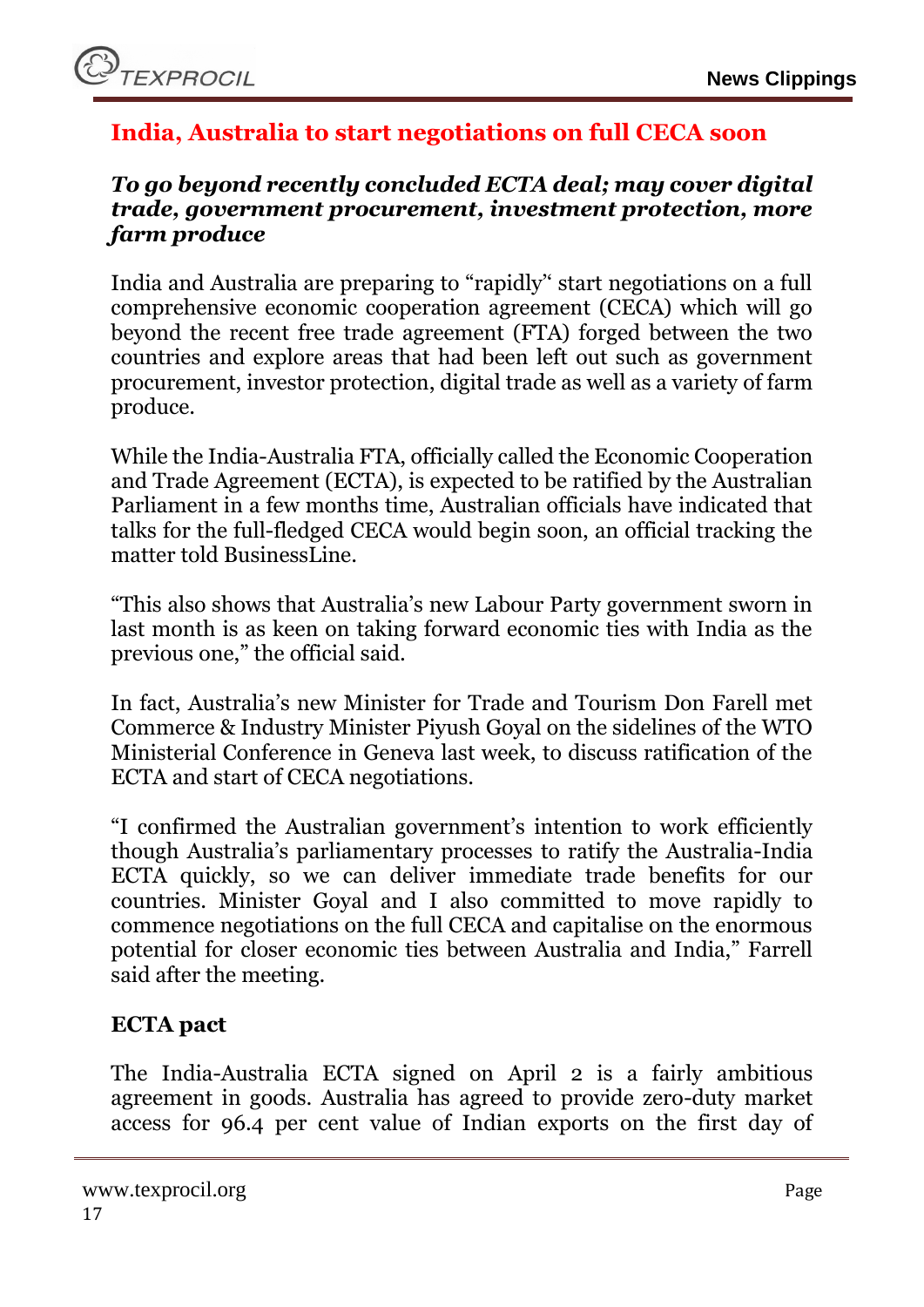## India, Australia to start negotiations on full CECA soon

***To go beyond recently concluded ECTA deal; may cover digital trade, government procurement, investment protection, more farm produce***

India and Australia are preparing to "rapidly" start negotiations on a full comprehensive economic cooperation agreement (CECA) which will go beyond the recent free trade agreement (FTA) forged between the two countries and explore areas that had been left out such as government procurement, investor protection, digital trade as well as a variety of farm produce.

While the India-Australia FTA, officially called the Economic Cooperation and Trade Agreement (ECTA), is expected to be ratified by the Australian Parliament in a few months time, Australian officials have indicated that talks for the full-fledged CECA would begin soon, an official tracking the matter told BusinessLine.

"This also shows that Australia's new Labour Party government sworn in last month is as keen on taking forward economic ties with India as the previous one," the official said.

In fact, Australia's new Minister for Trade and Tourism Don Farell met Commerce & Industry Minister Piyush Goyal on the sidelines of the WTO Ministerial Conference in Geneva last week, to discuss ratification of the ECTA and start of CECA negotiations.

"I confirmed the Australian government's intention to work efficiently though Australia's parliamentary processes to ratify the Australia-India ECTA quickly, so we can deliver immediate trade benefits for our countries. Minister Goyal and I also committed to move rapidly to commence negotiations on the full CECA and capitalise on the enormous potential for closer economic ties between Australia and India," Farrell said after the meeting.

### ECTA pact

The India-Australia ECTA signed on April 2 is a fairly ambitious agreement in goods. Australia has agreed to provide zero-duty market access for 96.4 per cent value of Indian exports on the first day of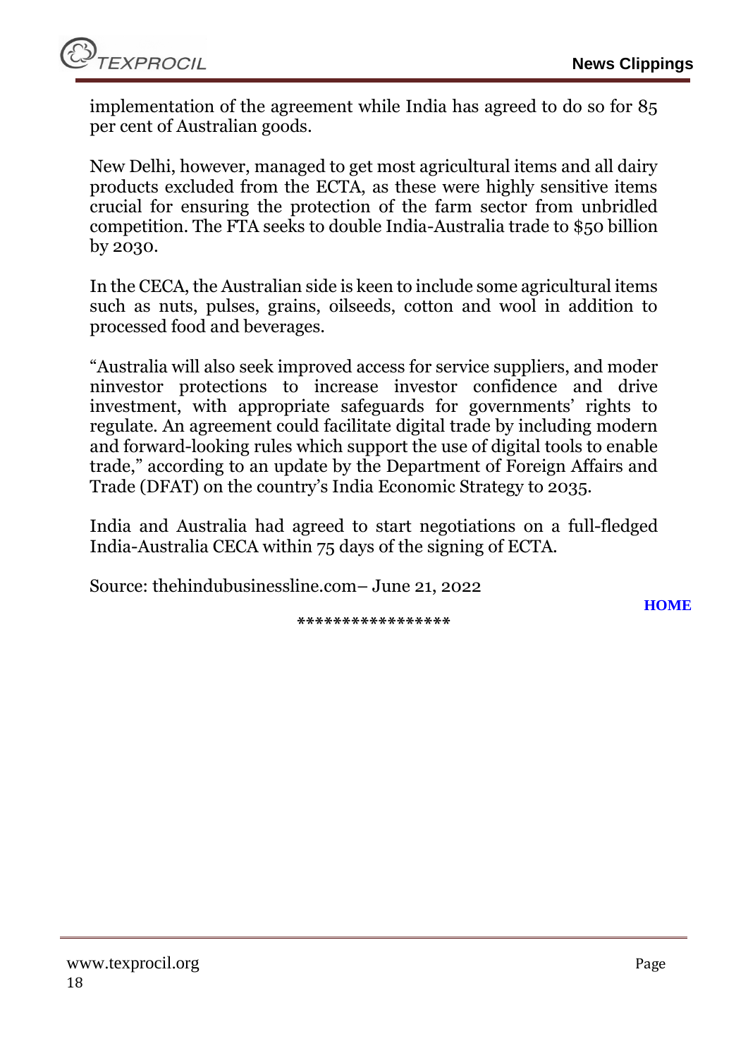implementation of the agreement while India has agreed to do so for 85 per cent of Australian goods.

New Delhi, however, managed to get most agricultural items and all dairy products excluded from the ECTA, as these were highly sensitive items crucial for ensuring the protection of the farm sector from unbridled competition. The FTA seeks to double India-Australia trade to $50 billion by 2030.

In the CECA, the Australian side is keen to include some agricultural items such as nuts, pulses, grains, oilseeds, cotton and wool in addition to processed food and beverages.

"Australia will also seek improved access for service suppliers, and moder ninvestor protections to increase investor confidence and drive investment, with appropriate safeguards for governments' rights to regulate. An agreement could facilitate digital trade by including modern and forward-looking rules which support the use of digital tools to enable trade," according to an update by the Department of Foreign Affairs and Trade (DFAT) on the country's India Economic Strategy to 2035.

India and Australia had agreed to start negotiations on a full-fledged India-Australia CECA within 75 days of the signing of ECTA.

Source: thehindubusinessline.com– June 21, 2022

**HOME**

*****************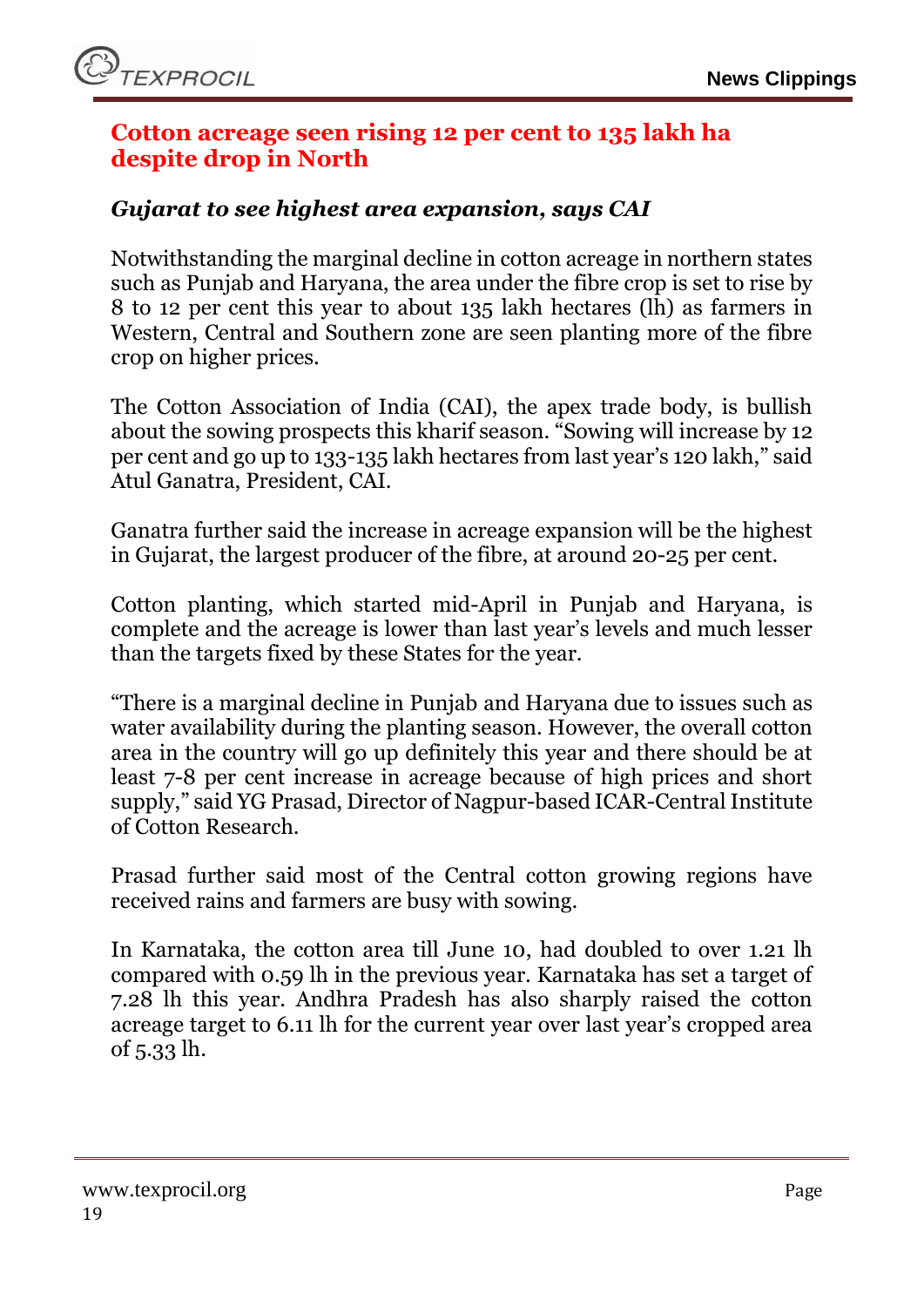## Cotton acreage seen rising 12 per cent to 135 lakh ha despite drop in North

### *Gujarat to see highest area expansion, says CAI*

Notwithstanding the marginal decline in cotton acreage in northern states such as Punjab and Haryana, the area under the fibre crop is set to rise by 8 to 12 per cent this year to about 135 lakh hectares (lh) as farmers in Western, Central and Southern zone are seen planting more of the fibre crop on higher prices.

The Cotton Association of India (CAI), the apex trade body, is bullish about the sowing prospects this kharif season. "Sowing will increase by 12 per cent and go up to 133-135 lakh hectares from last year's 120 lakh," said Atul Ganatra, President, CAI.

Ganatra further said the increase in acreage expansion will be the highest in Gujarat, the largest producer of the fibre, at around 20-25 per cent.

Cotton planting, which started mid-April in Punjab and Haryana, is complete and the acreage is lower than last year's levels and much lesser than the targets fixed by these States for the year.

"There is a marginal decline in Punjab and Haryana due to issues such as water availability during the planting season. However, the overall cotton area in the country will go up definitely this year and there should be at least 7-8 per cent increase in acreage because of high prices and short supply," said YG Prasad, Director of Nagpur-based ICAR-Central Institute of Cotton Research.

Prasad further said most of the Central cotton growing regions have received rains and farmers are busy with sowing.

In Karnataka, the cotton area till June 10, had doubled to over 1.21 lh compared with 0.59 lh in the previous year. Karnataka has set a target of 7.28 lh this year. Andhra Pradesh has also sharply raised the cotton acreage target to 6.11 lh for the current year over last year's cropped area of 5.33 lh.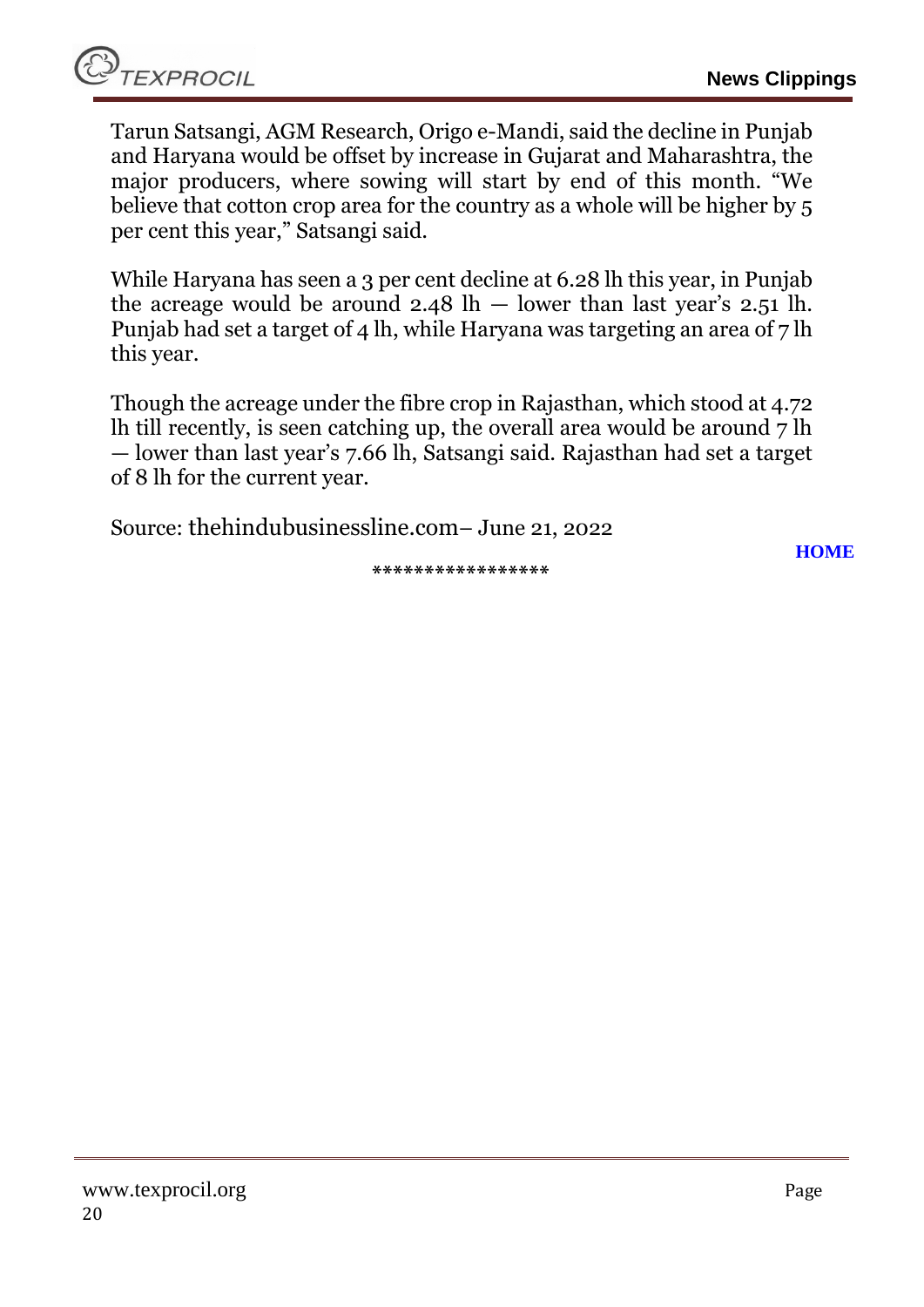Tarun Satsangi, AGM Research, Origo e-Mandi, said the decline in Punjab and Haryana would be offset by increase in Gujarat and Maharashtra, the major producers, where sowing will start by end of this month. "We believe that cotton crop area for the country as a whole will be higher by 5 per cent this year," Satsangi said.

While Haryana has seen a 3 per cent decline at 6.28 lh this year, in Punjab the acreage would be around 2.48 lh — lower than last year's 2.51 lh. Punjab had set a target of 4 lh, while Haryana was targeting an area of 7 lh this year.

Though the acreage under the fibre crop in Rajasthan, which stood at 4.72 lh till recently, is seen catching up, the overall area would be around 7 lh — lower than last year's 7.66 lh, Satsangi said. Rajasthan had set a target of 8 lh for the current year.

Source: thehindubusinessline.com– June 21, 2022

HOME

*****************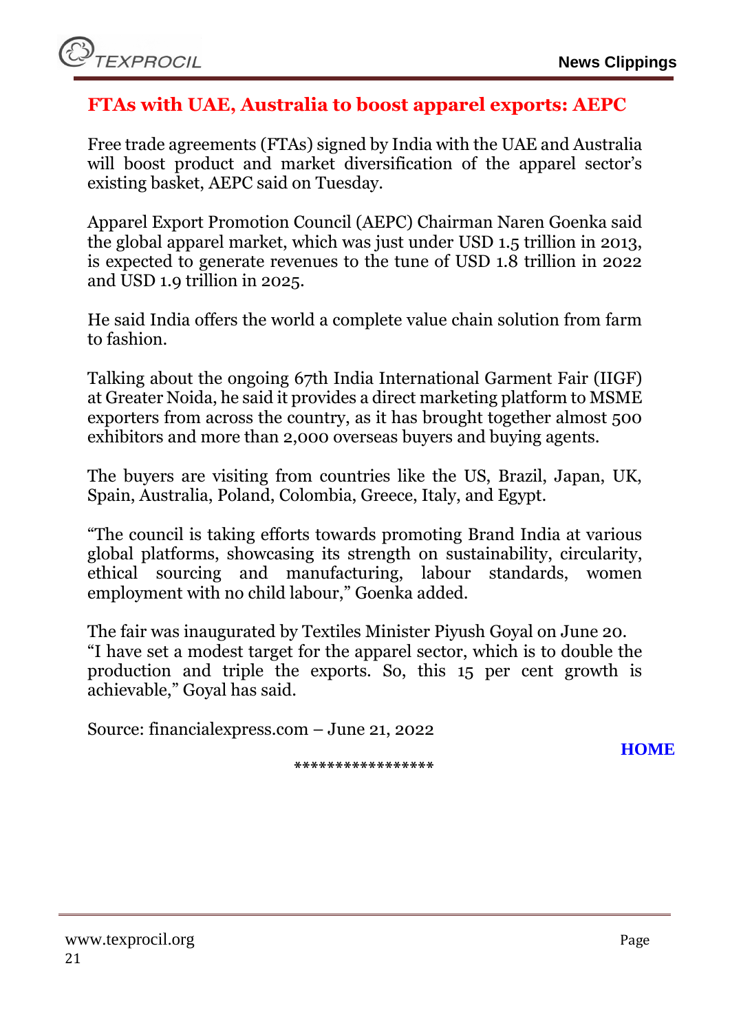## FTAs with UAE, Australia to boost apparel exports: AEPC

Free trade agreements (FTAs) signed by India with the UAE and Australia will boost product and market diversification of the apparel sector's existing basket, AEPC said on Tuesday.

Apparel Export Promotion Council (AEPC) Chairman Naren Goenka said the global apparel market, which was just under USD 1.5 trillion in 2013, is expected to generate revenues to the tune of USD 1.8 trillion in 2022 and USD 1.9 trillion in 2025.

He said India offers the world a complete value chain solution from farm to fashion.

Talking about the ongoing 67th India International Garment Fair (IIGF) at Greater Noida, he said it provides a direct marketing platform to MSME exporters from across the country, as it has brought together almost 500 exhibitors and more than 2,000 overseas buyers and buying agents.

The buyers are visiting from countries like the US, Brazil, Japan, UK, Spain, Australia, Poland, Colombia, Greece, Italy, and Egypt.

"The council is taking efforts towards promoting Brand India at various global platforms, showcasing its strength on sustainability, circularity, ethical sourcing and manufacturing, labour standards, women employment with no child labour," Goenka added.

The fair was inaugurated by Textiles Minister Piyush Goyal on June 20. "I have set a modest target for the apparel sector, which is to double the production and triple the exports. So, this 15 per cent growth is achievable," Goyal has said.

Source: financialexpress.com – June 21, 2022

**HOME**

*****************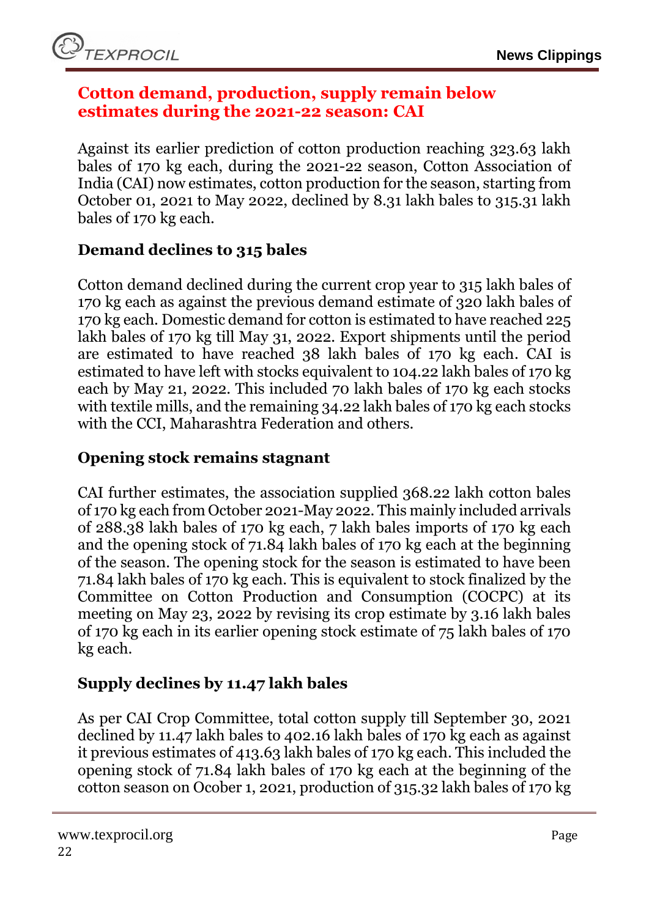## Cotton demand, production, supply remain below estimates during the 2021-22 season: CAI

Against its earlier prediction of cotton production reaching 323.63 lakh bales of 170 kg each, during the 2021-22 season, Cotton Association of India (CAI) now estimates, cotton production for the season, starting from October 01, 2021 to May 2022, declined by 8.31 lakh bales to 315.31 lakh bales of 170 kg each.

### Demand declines to 315 bales

Cotton demand declined during the current crop year to 315 lakh bales of 170 kg each as against the previous demand estimate of 320 lakh bales of 170 kg each. Domestic demand for cotton is estimated to have reached 225 lakh bales of 170 kg till May 31, 2022. Export shipments until the period are estimated to have reached 38 lakh bales of 170 kg each. CAI is estimated to have left with stocks equivalent to 104.22 lakh bales of 170 kg each by May 21, 2022. This included 70 lakh bales of 170 kg each stocks with textile mills, and the remaining 34.22 lakh bales of 170 kg each stocks with the CCI, Maharashtra Federation and others.

### Opening stock remains stagnant

CAI further estimates, the association supplied 368.22 lakh cotton bales of 170 kg each from October 2021-May 2022. This mainly included arrivals of 288.38 lakh bales of 170 kg each, 7 lakh bales imports of 170 kg each and the opening stock of 71.84 lakh bales of 170 kg each at the beginning of the season. The opening stock for the season is estimated to have been 71.84 lakh bales of 170 kg each. This is equivalent to stock finalized by the Committee on Cotton Production and Consumption (COCPC) at its meeting on May 23, 2022 by revising its crop estimate by 3.16 lakh bales of 170 kg each in its earlier opening stock estimate of 75 lakh bales of 170 kg each.

### Supply declines by 11.47 lakh bales

As per CAI Crop Committee, total cotton supply till September 30, 2021 declined by 11.47 lakh bales to 402.16 lakh bales of 170 kg each as against it previous estimates of 413.63 lakh bales of 170 kg each. This included the opening stock of 71.84 lakh bales of 170 kg each at the beginning of the cotton season on Ocober 1, 2021, production of 315.32 lakh bales of 170 kg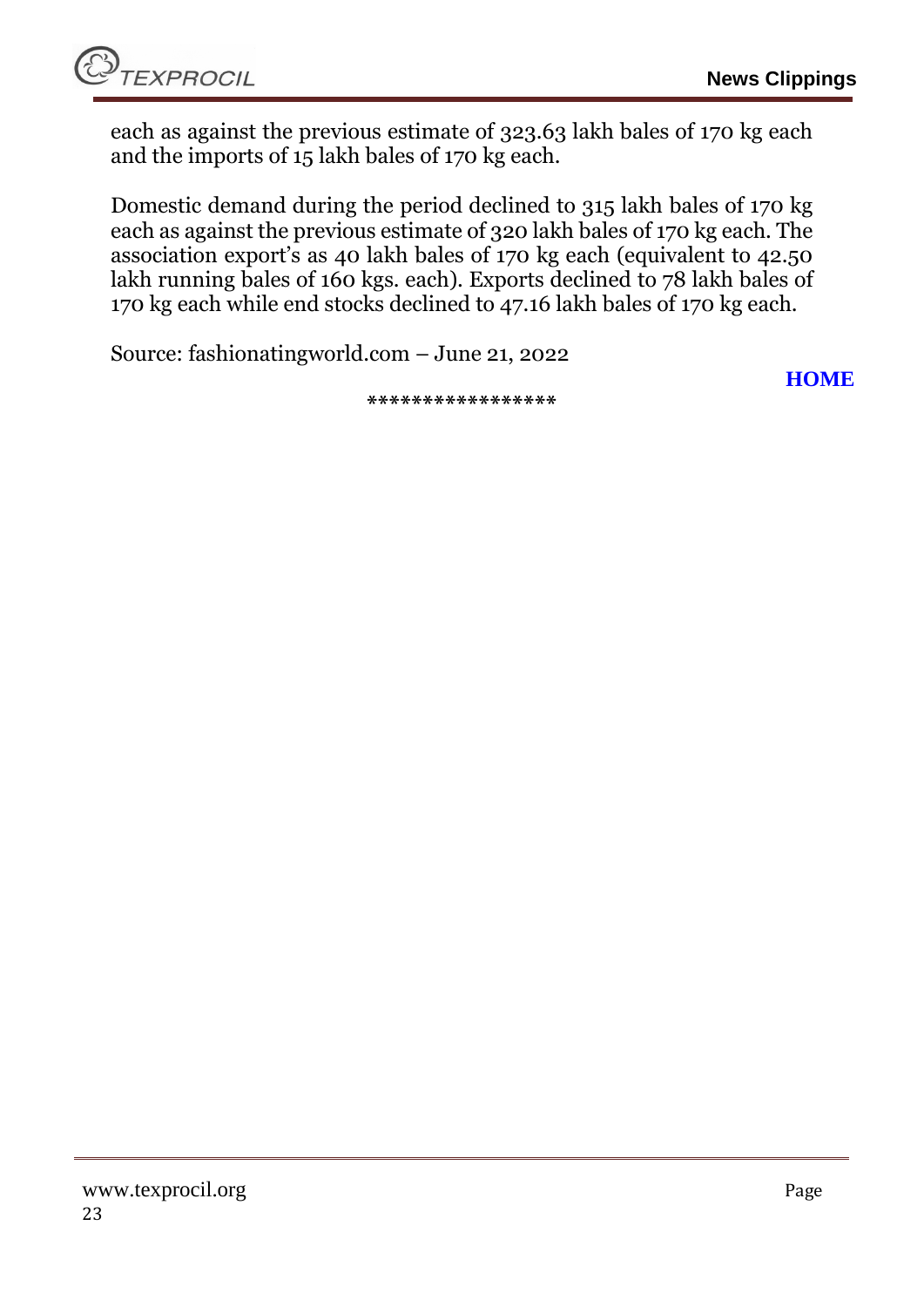each as against the previous estimate of 323.63 lakh bales of 170 kg each and the imports of 15 lakh bales of 170 kg each.

Domestic demand during the period declined to 315 lakh bales of 170 kg each as against the previous estimate of 320 lakh bales of 170 kg each. The association export's as 40 lakh bales of 170 kg each (equivalent to 42.50 lakh running bales of 160 kgs. each). Exports declined to 78 lakh bales of 170 kg each while end stocks declined to 47.16 lakh bales of 170 kg each.

Source: fashionatingworld.com – June 21, 2022

**HOME**

*****************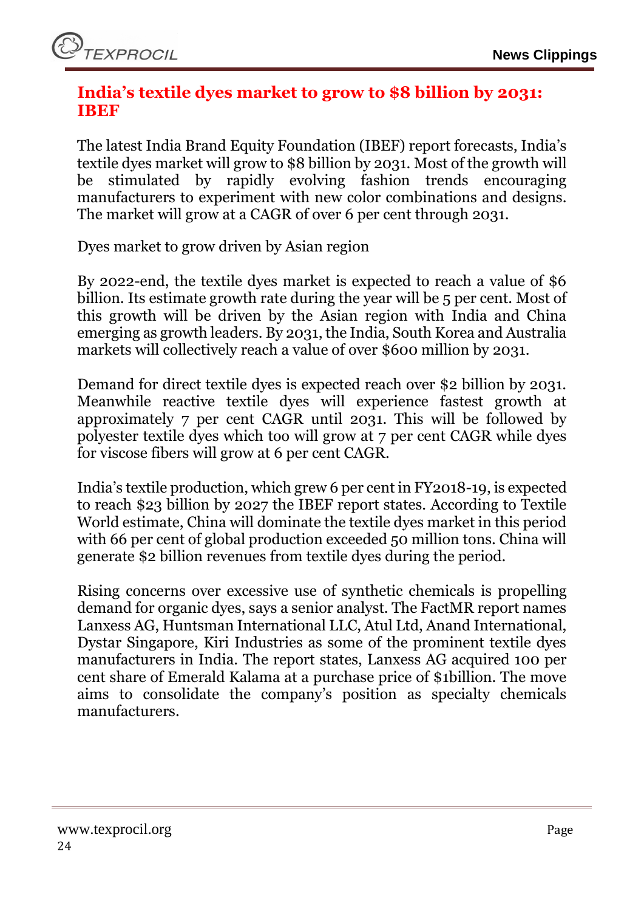## India's textile dyes market to grow to $8 billion by 2031: IBEF

The latest India Brand Equity Foundation (IBEF) report forecasts, India's textile dyes market will grow to $8 billion by 2031. Most of the growth will be stimulated by rapidly evolving fashion trends encouraging manufacturers to experiment with new color combinations and designs. The market will grow at a CAGR of over 6 per cent through 2031.

Dyes market to grow driven by Asian region

By 2022-end, the textile dyes market is expected to reach a value of $6 billion. Its estimate growth rate during the year will be 5 per cent. Most of this growth will be driven by the Asian region with India and China emerging as growth leaders. By 2031, the India, South Korea and Australia markets will collectively reach a value of over $600 million by 2031.

Demand for direct textile dyes is expected reach over $2 billion by 2031. Meanwhile reactive textile dyes will experience fastest growth at approximately 7 per cent CAGR until 2031. This will be followed by polyester textile dyes which too will grow at 7 per cent CAGR while dyes for viscose fibers will grow at 6 per cent CAGR.

India's textile production, which grew 6 per cent in FY2018-19, is expected to reach $23 billion by 2027 the IBEF report states. According to Textile World estimate, China will dominate the textile dyes market in this period with 66 per cent of global production exceeded 50 million tons. China will generate $2 billion revenues from textile dyes during the period.

Rising concerns over excessive use of synthetic chemicals is propelling demand for organic dyes, says a senior analyst. The FactMR report names Lanxess AG, Huntsman International LLC, Atul Ltd, Anand International, Dystar Singapore, Kiri Industries as some of the prominent textile dyes manufacturers in India. The report states, Lanxess AG acquired 100 per cent share of Emerald Kalama at a purchase price of $1billion. The move aims to consolidate the company's position as specialty chemicals manufacturers.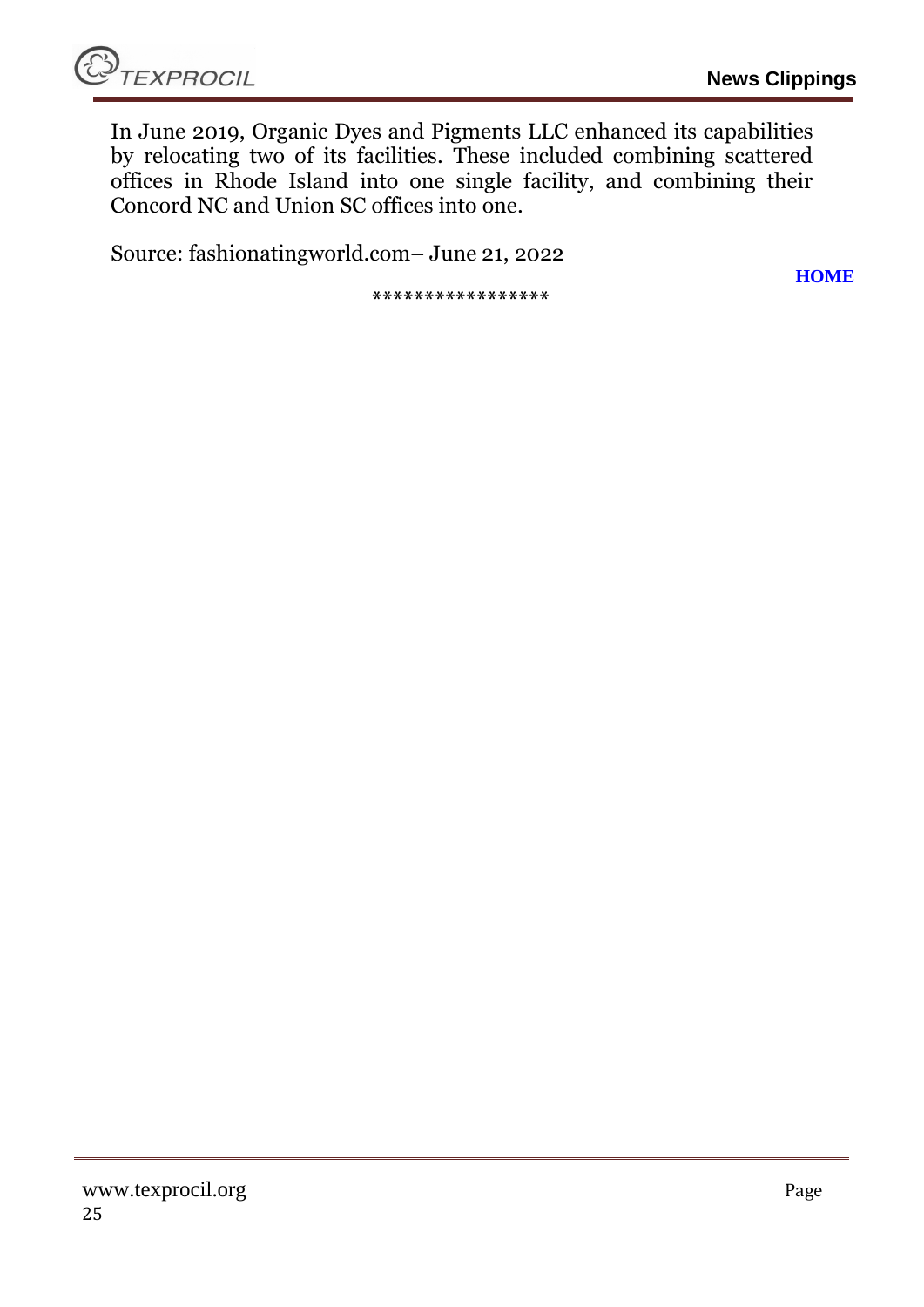In June 2019, Organic Dyes and Pigments LLC enhanced its capabilities by relocating two of its facilities. These included combining scattered offices in Rhode Island into one single facility, and combining their Concord NC and Union SC offices into one.

Source: fashionatingworld.com– June 21, 2022

**HOME**

*****************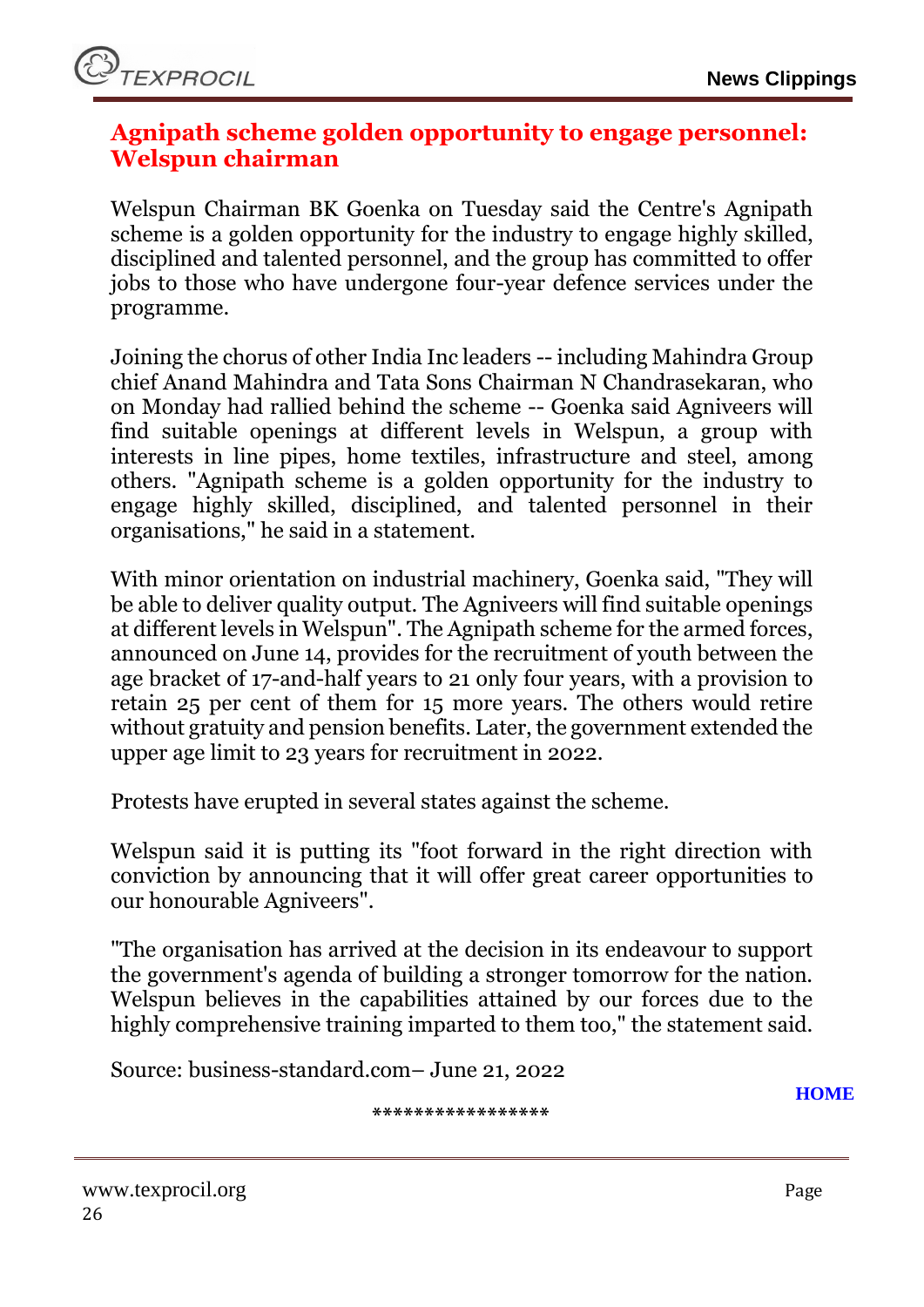## Agnipath scheme golden opportunity to engage personnel: Welspun chairman

Welspun Chairman BK Goenka on Tuesday said the Centre's Agnipath scheme is a golden opportunity for the industry to engage highly skilled, disciplined and talented personnel, and the group has committed to offer jobs to those who have undergone four-year defence services under the programme.

Joining the chorus of other India Inc leaders -- including Mahindra Group chief Anand Mahindra and Tata Sons Chairman N Chandrasekaran, who on Monday had rallied behind the scheme -- Goenka said Agniveers will find suitable openings at different levels in Welspun, a group with interests in line pipes, home textiles, infrastructure and steel, among others. "Agnipath scheme is a golden opportunity for the industry to engage highly skilled, disciplined, and talented personnel in their organisations," he said in a statement.

With minor orientation on industrial machinery, Goenka said, "They will be able to deliver quality output. The Agniveers will find suitable openings at different levels in Welspun". The Agnipath scheme for the armed forces, announced on June 14, provides for the recruitment of youth between the age bracket of 17-and-half years to 21 only four years, with a provision to retain 25 per cent of them for 15 more years. The others would retire without gratuity and pension benefits. Later, the government extended the upper age limit to 23 years for recruitment in 2022.

Protests have erupted in several states against the scheme.

Welspun said it is putting its "foot forward in the right direction with conviction by announcing that it will offer great career opportunities to our honourable Agniveers".

"The organisation has arrived at the decision in its endeavour to support the government's agenda of building a stronger tomorrow for the nation. Welspun believes in the capabilities attained by our forces due to the highly comprehensive training imparted to them too," the statement said.

Source: business-standard.com– June 21, 2022

HOME

*****************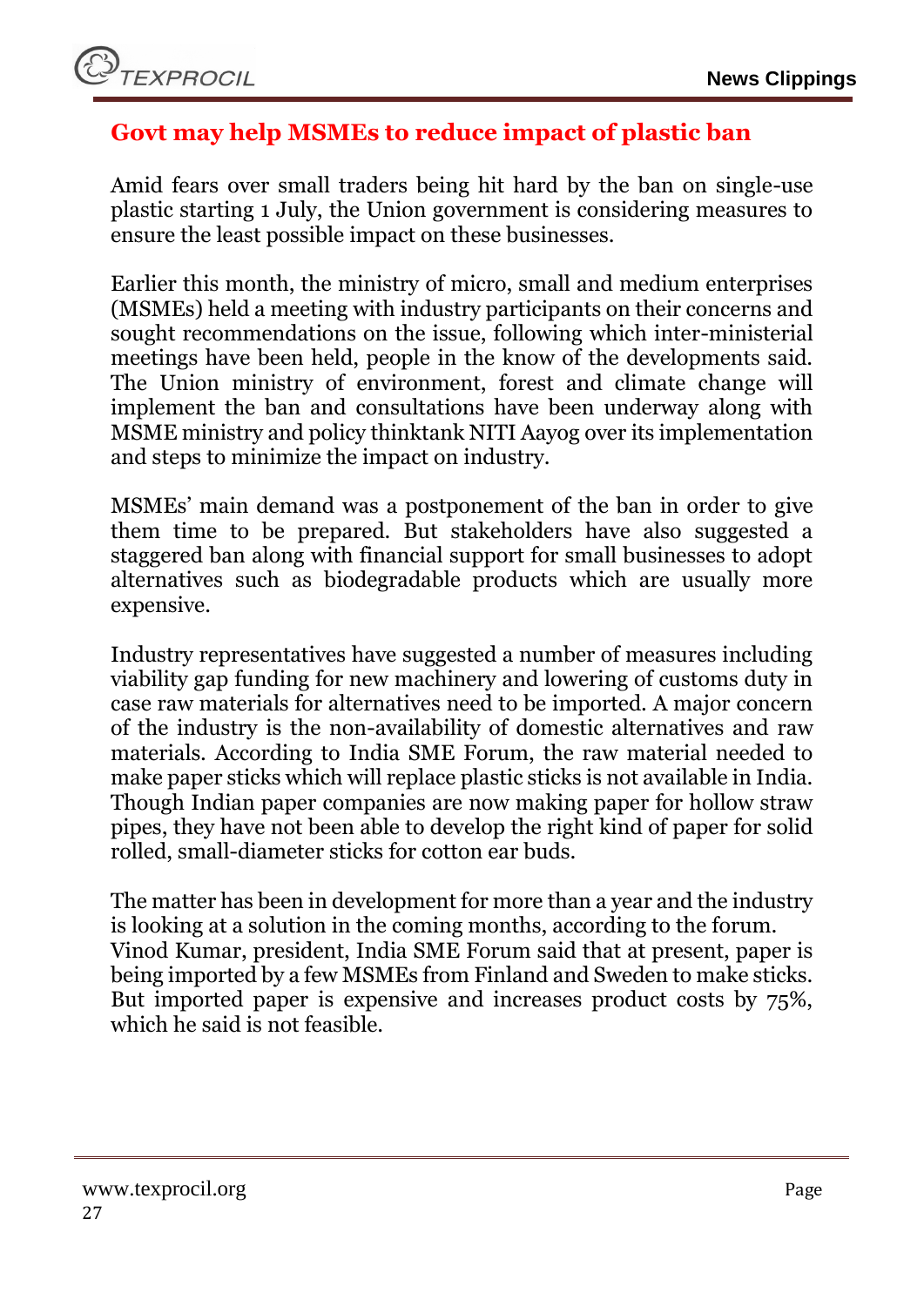## Govt may help MSMEs to reduce impact of plastic ban

Amid fears over small traders being hit hard by the ban on single-use plastic starting 1 July, the Union government is considering measures to ensure the least possible impact on these businesses.

Earlier this month, the ministry of micro, small and medium enterprises (MSMEs) held a meeting with industry participants on their concerns and sought recommendations on the issue, following which inter-ministerial meetings have been held, people in the know of the developments said. The Union ministry of environment, forest and climate change will implement the ban and consultations have been underway along with MSME ministry and policy thinktank NITI Aayog over its implementation and steps to minimize the impact on industry.

MSMEs' main demand was a postponement of the ban in order to give them time to be prepared. But stakeholders have also suggested a staggered ban along with financial support for small businesses to adopt alternatives such as biodegradable products which are usually more expensive.

Industry representatives have suggested a number of measures including viability gap funding for new machinery and lowering of customs duty in case raw materials for alternatives need to be imported. A major concern of the industry is the non-availability of domestic alternatives and raw materials. According to India SME Forum, the raw material needed to make paper sticks which will replace plastic sticks is not available in India. Though Indian paper companies are now making paper for hollow straw pipes, they have not been able to develop the right kind of paper for solid rolled, small-diameter sticks for cotton ear buds.

The matter has been in development for more than a year and the industry is looking at a solution in the coming months, according to the forum. Vinod Kumar, president, India SME Forum said that at present, paper is being imported by a few MSMEs from Finland and Sweden to make sticks. But imported paper is expensive and increases product costs by 75%, which he said is not feasible.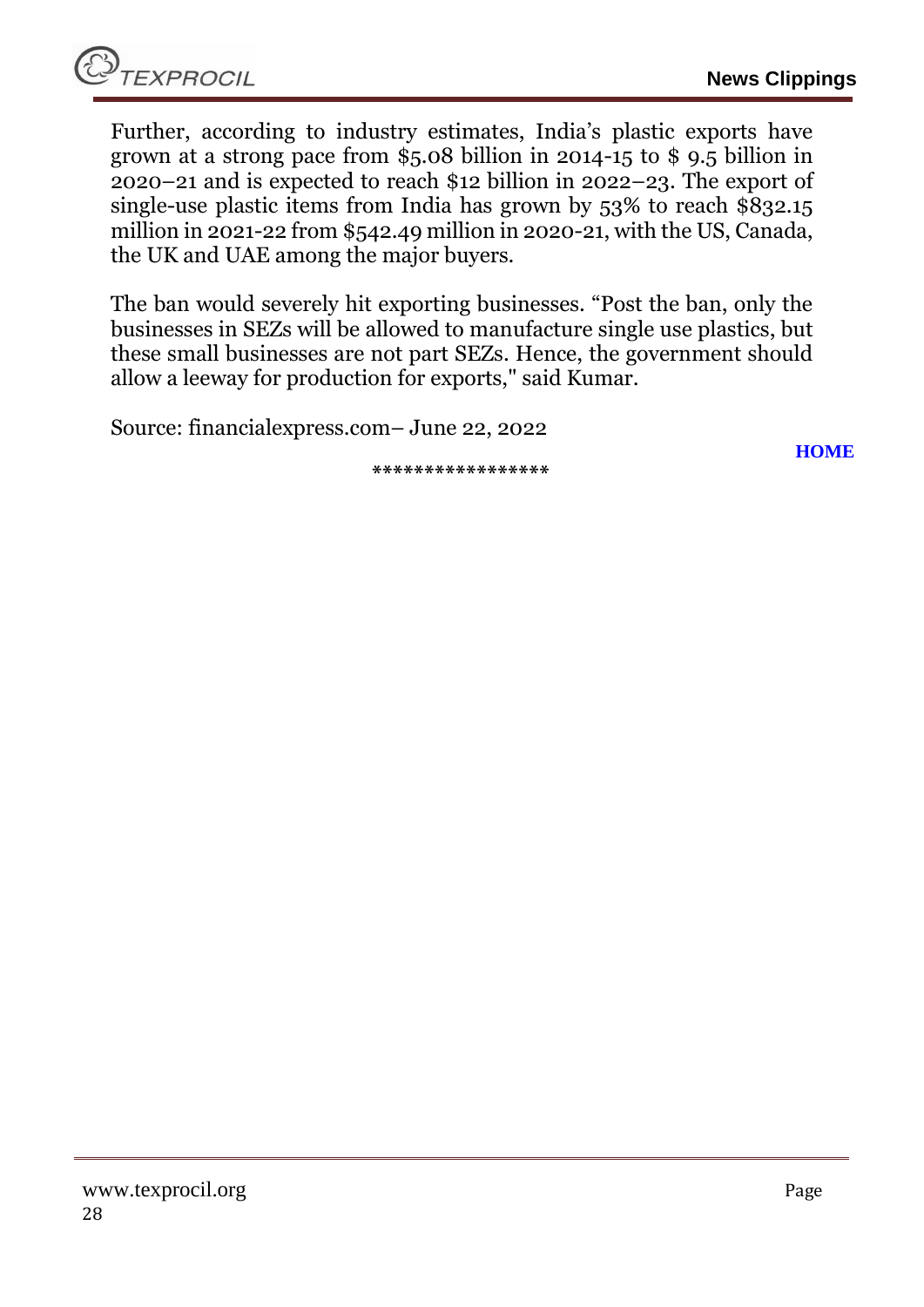Further, according to industry estimates, India's plastic exports have grown at a strong pace from $5.08 billion in 2014-15 to $ 9.5 billion in 2020–21 and is expected to reach $12 billion in 2022–23. The export of single-use plastic items from India has grown by 53% to reach $832.15 million in 2021-22 from $542.49 million in 2020-21, with the US, Canada, the UK and UAE among the major buyers.

The ban would severely hit exporting businesses. "Post the ban, only the businesses in SEZs will be allowed to manufacture single use plastics, but these small businesses are not part SEZs. Hence, the government should allow a leeway for production for exports," said Kumar.

Source: financialexpress.com– June 22, 2022

HOME

*****************